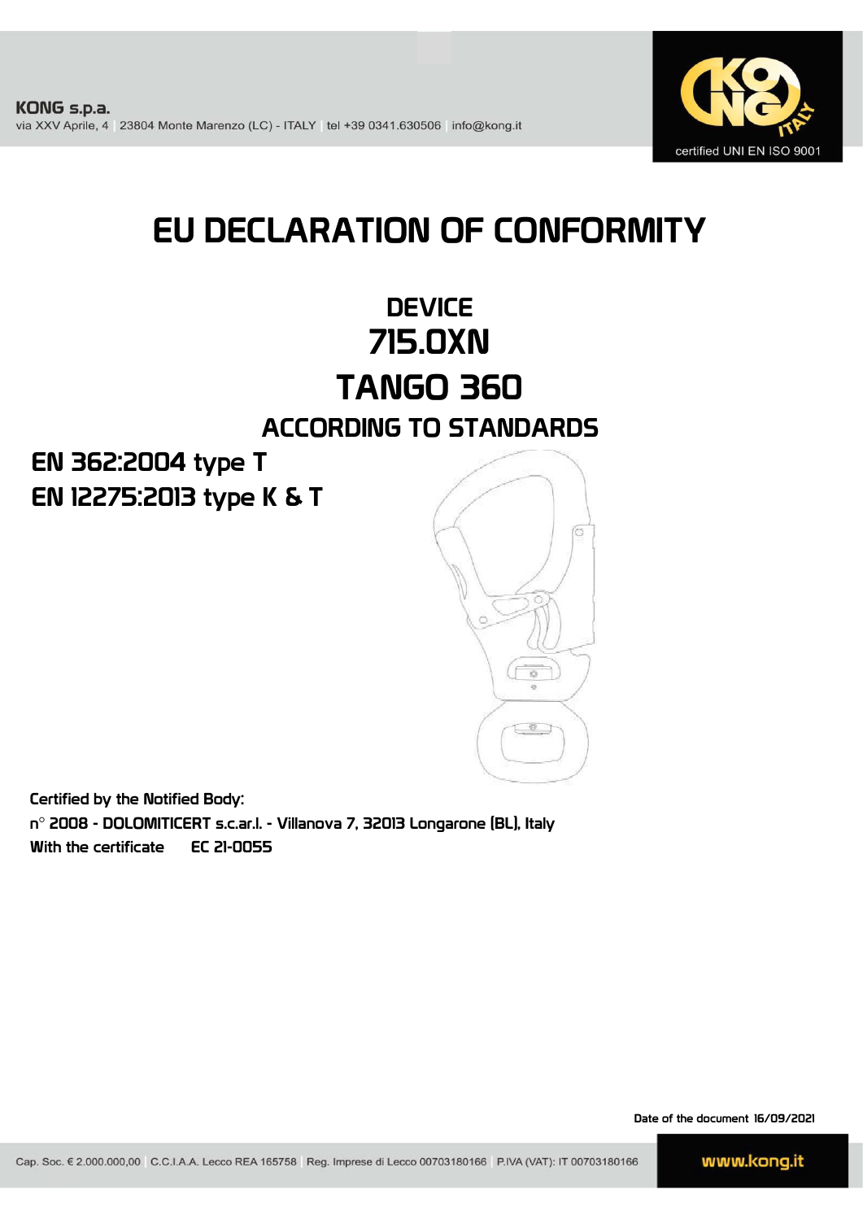**KONG s.p.a.**
via XXV Aprile, 4 | 23804 Monte Marenzo (LC) - ITALY | tel +39 0341.630506 | info@kong.it

certified UNI EN ISO 9001

# EU DECLARATION OF CONFORMITY

## DEVICE
## 715.0XN
## TANGO 360

### ACCORDING TO STANDARDS

**EN 362:2004 type T**
**EN 12275:2013 type K & T**

Certified by the Notified Body:
n° 2008 - DOLOMITICERT s.c.ar.l. - Villanova 7, 32013 Longarone (BL), Italy
With the certificate EC 21-0055

Date of the document 16/09/2021

Cap. Soc. € 2.000.000,00 | C.C.I.A.A. Lecco REA 165758 | Reg. Imprese di Lecco 00703180166 | P.IVA (VAT): IT 00703180166

www.kong.it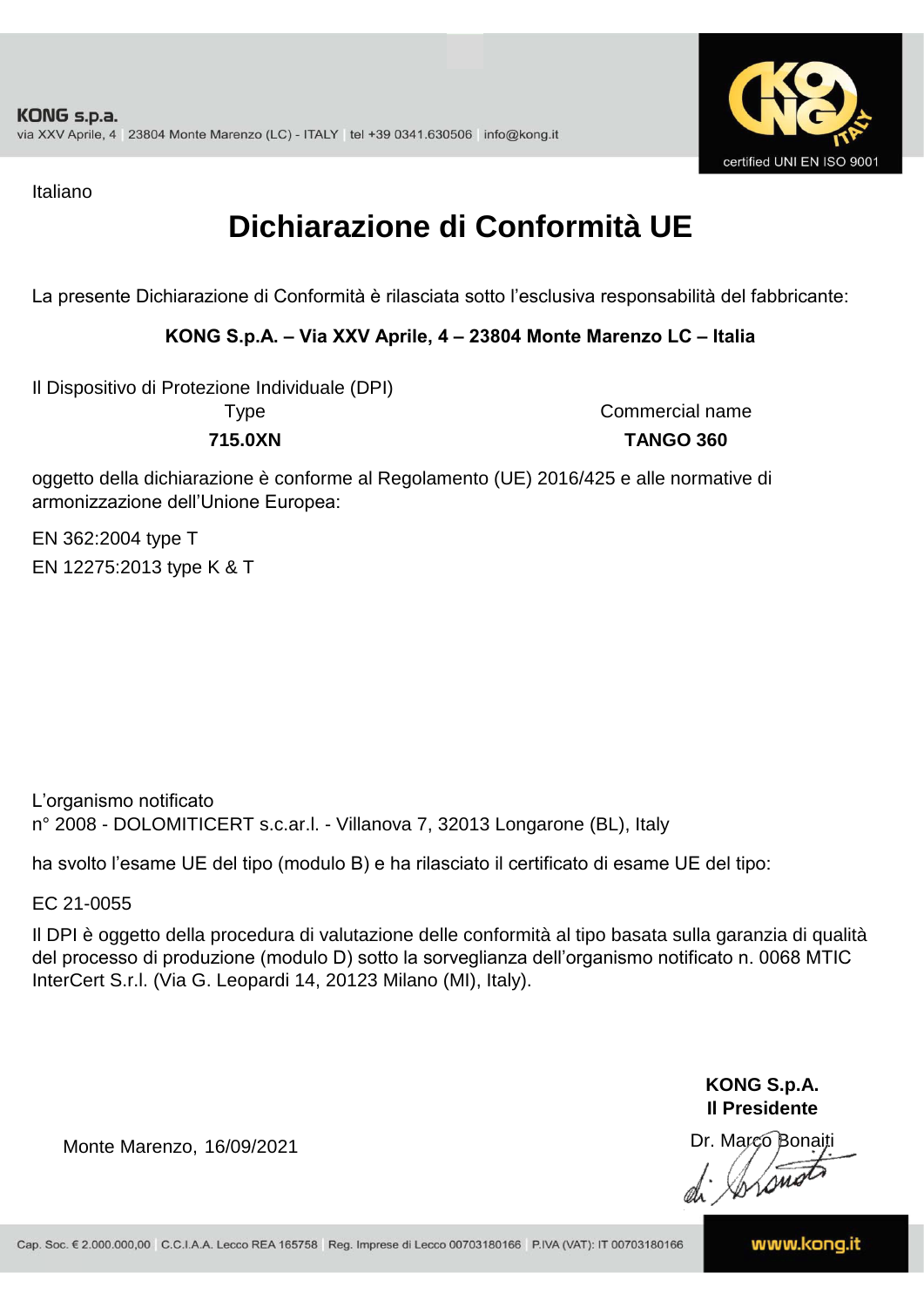Italiano

# Dichiarazione di Conformità UE

La presente Dichiarazione di Conformità è rilasciata sotto l'esclusiva responsabilità del fabbricante:

**KONG S.p.A. – Via XXV Aprile, 4 – 23804 Monte Marenzo LC – Italia**

Il Dispositivo di Protezione Individuale (DPI)

| Type | Commercial name |
|---|---|
| **715.0XN** | **TANGO 360** |

oggetto della dichiarazione è conforme al Regolamento (UE) 2016/425 e alle normative di armonizzazione dell'Unione Europea:

EN 362:2004 type T

EN 12275:2013 type K & T

L'organismo notificato
n° 2008 - DOLOMITICERT s.c.ar.l. - Villanova 7, 32013 Longarone (BL), Italy

ha svolto l'esame UE del tipo (modulo B) e ha rilasciato il certificato di esame UE del tipo:

EC 21-0055

Il DPI è oggetto della procedura di valutazione delle conformità al tipo basata sulla garanzia di qualità del processo di produzione (modulo D) sotto la sorveglianza dell'organismo notificato n. 0068 MTIC InterCert S.r.l. (Via G. Leopardi 14, 20123 Milano (MI), Italy).

**KONG S.p.A.**
**Il Presidente**

Monte Marenzo, 16/09/2021

Dr. Marco Bonaiti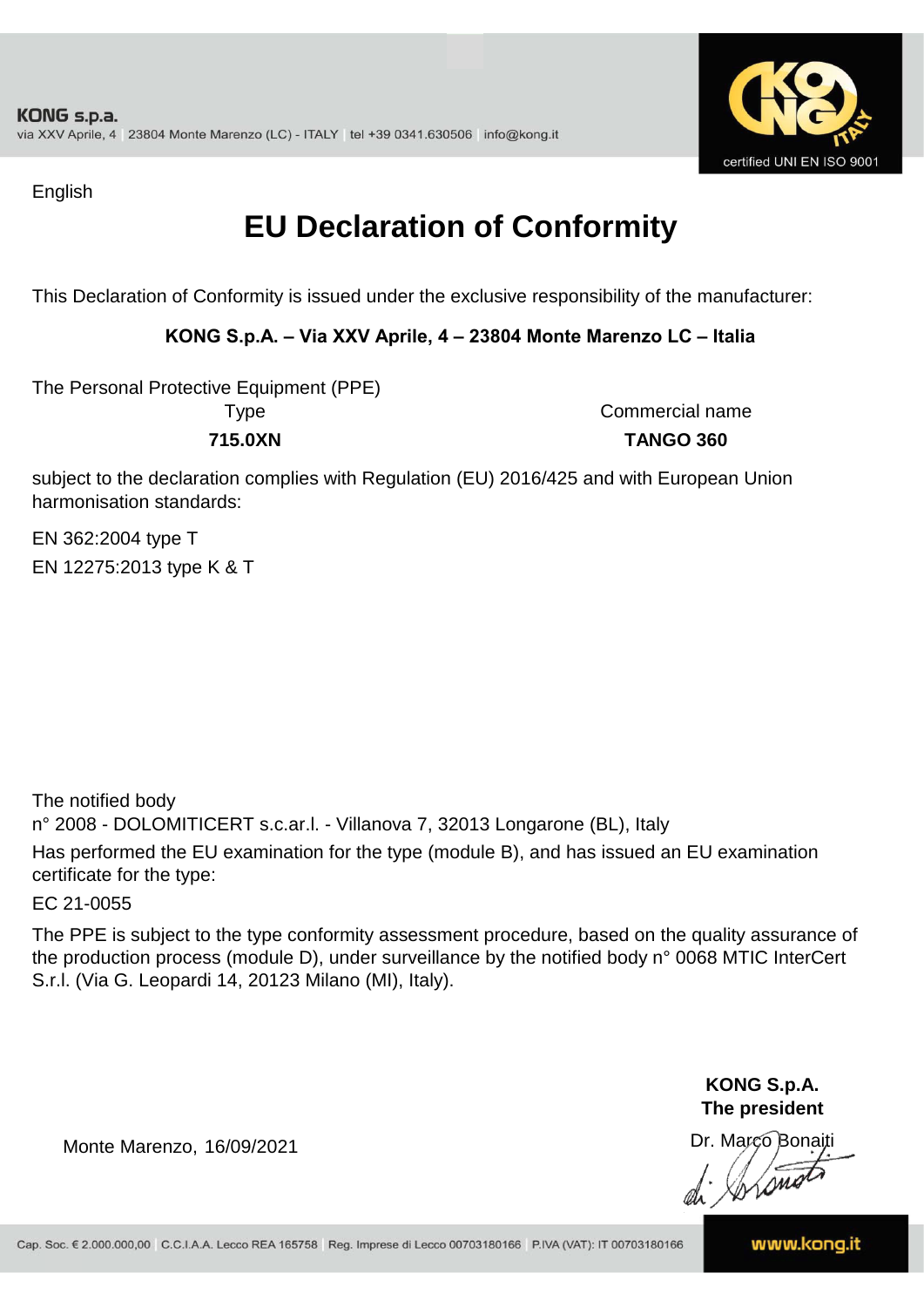KONG s.p.a.
via XXV Aprile, 4 | 23804 Monte Marenzo (LC) - ITALY | tel +39 0341.630506 | info@kong.it

certified UNI EN ISO 9001

English

# EU Declaration of Conformity

This Declaration of Conformity is issued under the exclusive responsibility of the manufacturer:

**KONG S.p.A. – Via XXV Aprile, 4 – 23804 Monte Marenzo LC – Italia**

The Personal Protective Equipment (PPE)

| Type | Commercial name |
|---|---|
| **715.0XN** | **TANGO 360** |

subject to the declaration complies with Regulation (EU) 2016/425 and with European Union harmonisation standards:

EN 362:2004 type T

EN 12275:2013 type K & T

The notified body
n° 2008 - DOLOMITICERT s.c.ar.l. - Villanova 7, 32013 Longarone (BL), Italy

Has performed the EU examination for the type (module B), and has issued an EU examination certificate for the type:

EC 21-0055

The PPE is subject to the type conformity assessment procedure, based on the quality assurance of the production process (module D), under surveillance by the notified body n° 0068 MTIC InterCert S.r.l. (Via G. Leopardi 14, 20123 Milano (MI), Italy).

Monte Marenzo, 16/09/2021

**KONG S.p.A.**
**The president**
Dr. Marco Bonaiti

Cap. Soc. € 2.000.000,00 | C.C.I.A.A. Lecco REA 165758 | Reg. Imprese di Lecco 00703180166 | P.IVA (VAT): IT 00703180166

www.kong.it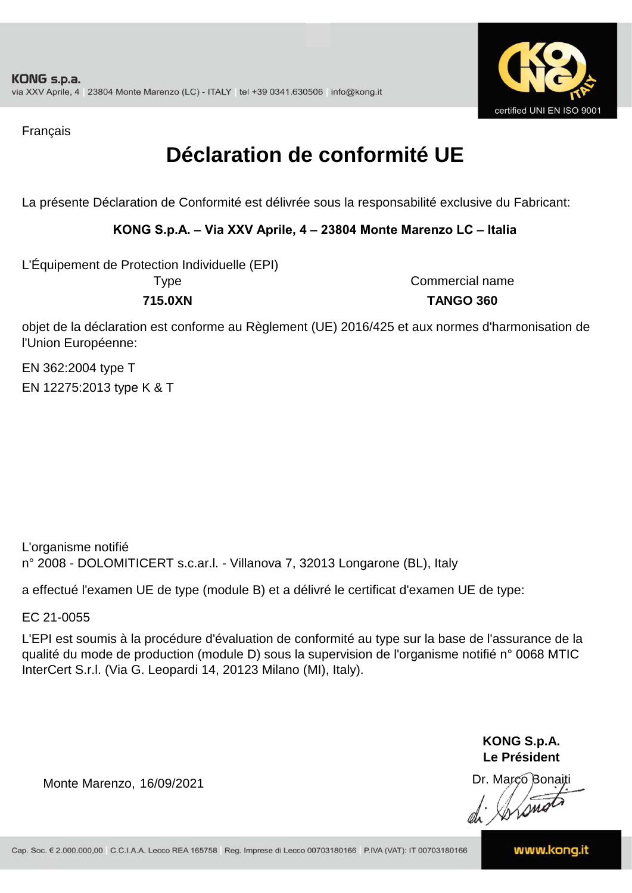Français

# Déclaration de conformité UE

La présente Déclaration de Conformité est délivrée sous la responsabilité exclusive du Fabricant:

**KONG S.p.A. – Via XXV Aprile, 4 – 23804 Monte Marenzo LC – Italia**

L'Équipement de Protection Individuelle (EPI)

| Type | Commercial name |
|---|---|
| **715.0XN** | **TANGO 360** |

objet de la déclaration est conforme au Règlement (UE) 2016/425 et aux normes d'harmonisation de l'Union Européenne:

EN 362:2004 type T

EN 12275:2013 type K & T

L'organisme notifié

n° 2008 - DOLOMITICERT s.c.ar.l. - Villanova 7, 32013 Longarone (BL), Italy

a effectué l'examen UE de type (module B) et a délivré le certificat d'examen UE de type:

EC 21-0055

L'EPI est soumis à la procédure d'évaluation de conformité au type sur la base de l'assurance de la qualité du mode de production (module D) sous la supervision de l'organisme notifié n° 0068 MTIC InterCert S.r.l. (Via G. Leopardi 14, 20123 Milano (MI), Italy).

Monte Marenzo, 16/09/2021

**KONG S.p.A.**
**Le Président**
Dr. Marco Bonaiti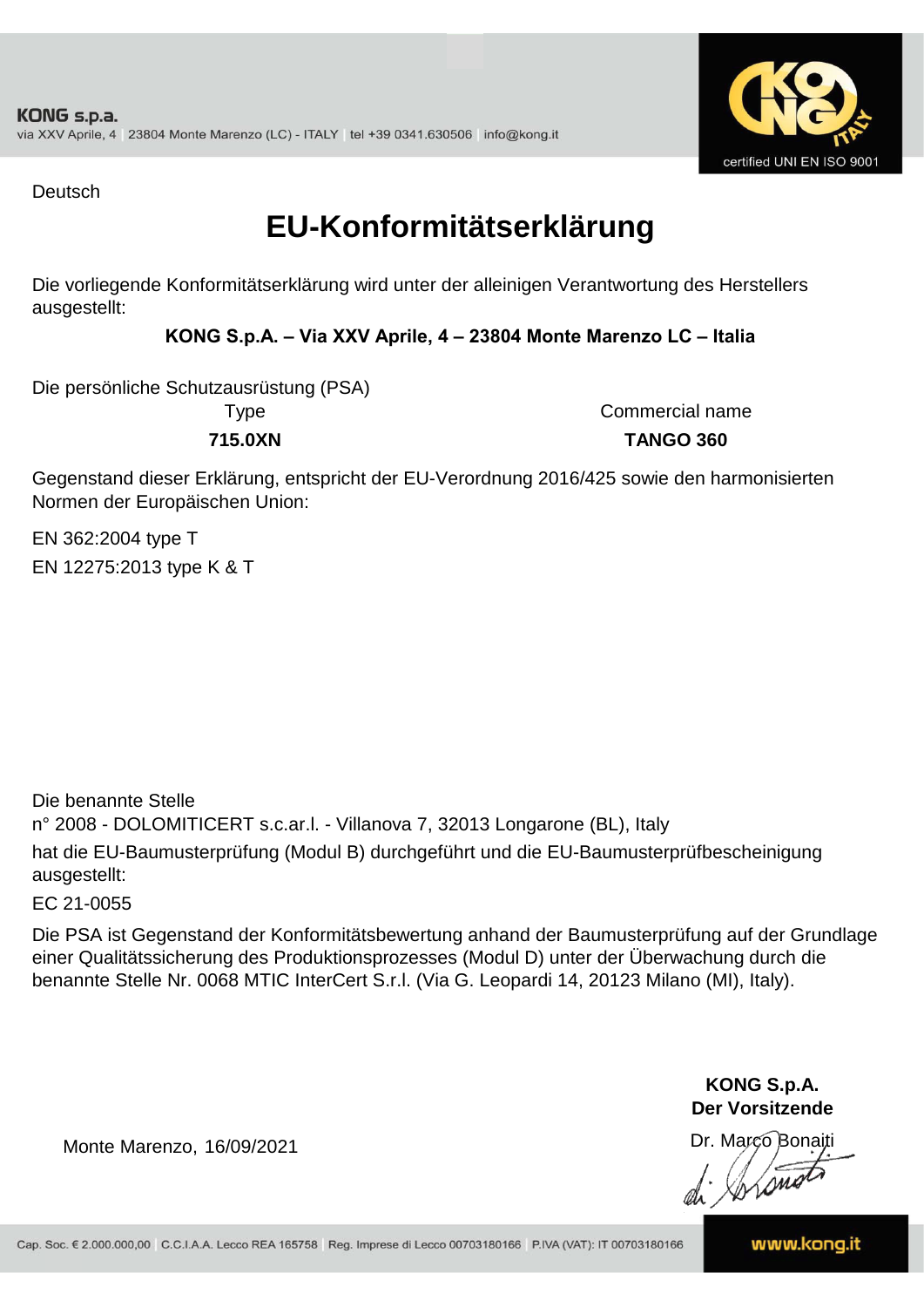Deutsch

# EU-Konformitätserklärung

Die vorliegende Konformitätserklärung wird unter der alleinigen Verantwortung des Herstellers ausgestellt:

**KONG S.p.A. – Via XXV Aprile, 4 – 23804 Monte Marenzo LC – Italia**

Die persönliche Schutzausrüstung (PSA)

| Type | Commercial name |
|---|---|
| **715.0XN** | **TANGO 360** |

Gegenstand dieser Erklärung, entspricht der EU-Verordnung 2016/425 sowie den harmonisierten Normen der Europäischen Union:

EN 362:2004 type T

EN 12275:2013 type K & T

Die benannte Stelle
n° 2008 - DOLOMITICERT s.c.ar.l. - Villanova 7, 32013 Longarone (BL), Italy
hat die EU-Baumusterprüfung (Modul B) durchgeführt und die EU-Baumusterprüfbescheinigung ausgestellt:

EC 21-0055

Die PSA ist Gegenstand der Konformitätsbewertung anhand der Baumusterprüfung auf der Grundlage einer Qualitätssicherung des Produktionsprozesses (Modul D) unter der Überwachung durch die benannte Stelle Nr. 0068 MTIC InterCert S.r.l. (Via G. Leopardi 14, 20123 Milano (MI), Italy).

**KONG S.p.A.**
**Der Vorsitzende**

Monte Marenzo, 16/09/2021

Dr. Marco Bonaiti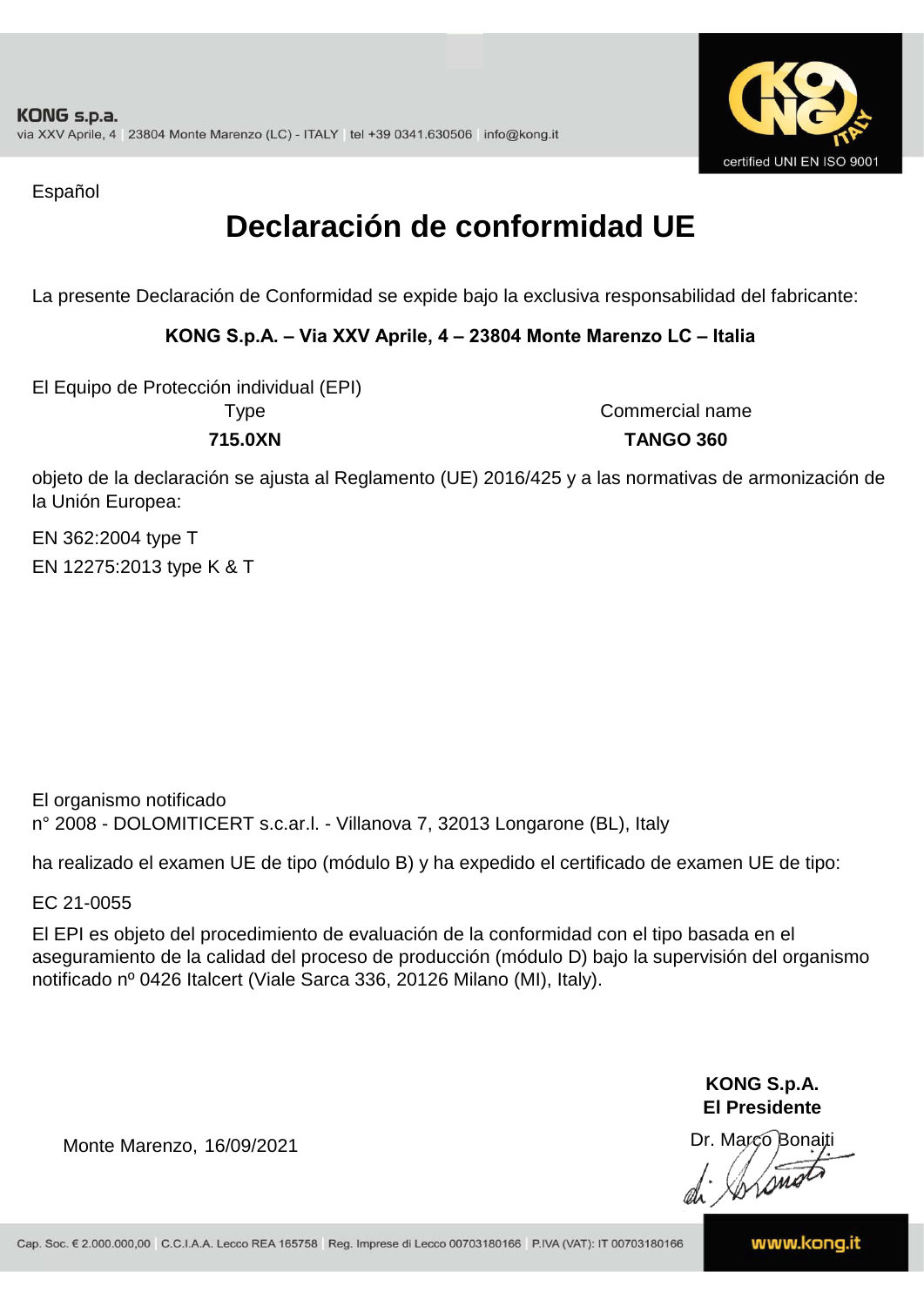Español

# Declaración de conformidad UE

La presente Declaración de Conformidad se expide bajo la exclusiva responsabilidad del fabricante:

**KONG S.p.A. – Via XXV Aprile, 4 – 23804 Monte Marenzo LC – Italia**

El Equipo de Protección individual (EPI)

| Type | Commercial name |
|---|---|
| **715.0XN** | **TANGO 360** |

objeto de la declaración se ajusta al Reglamento (UE) 2016/425 y a las normativas de armonización de la Unión Europea:

EN 362:2004 type T

EN 12275:2013 type K & T

El organismo notificado
n° 2008 - DOLOMITICERT s.c.ar.l. - Villanova 7, 32013 Longarone (BL), Italy

ha realizado el examen UE de tipo (módulo B) y ha expedido el certificado de examen UE de tipo:

EC 21-0055

El EPI es objeto del procedimiento de evaluación de la conformidad con el tipo basada en el aseguramiento de la calidad del proceso de producción (módulo D) bajo la supervisión del organismo notificado nº 0426 Italcert (Viale Sarca 336, 20126 Milano (MI), Italy).

Monte Marenzo, 16/09/2021

**KONG S.p.A.**
**El Presidente**
Dr. Marco Bonaiti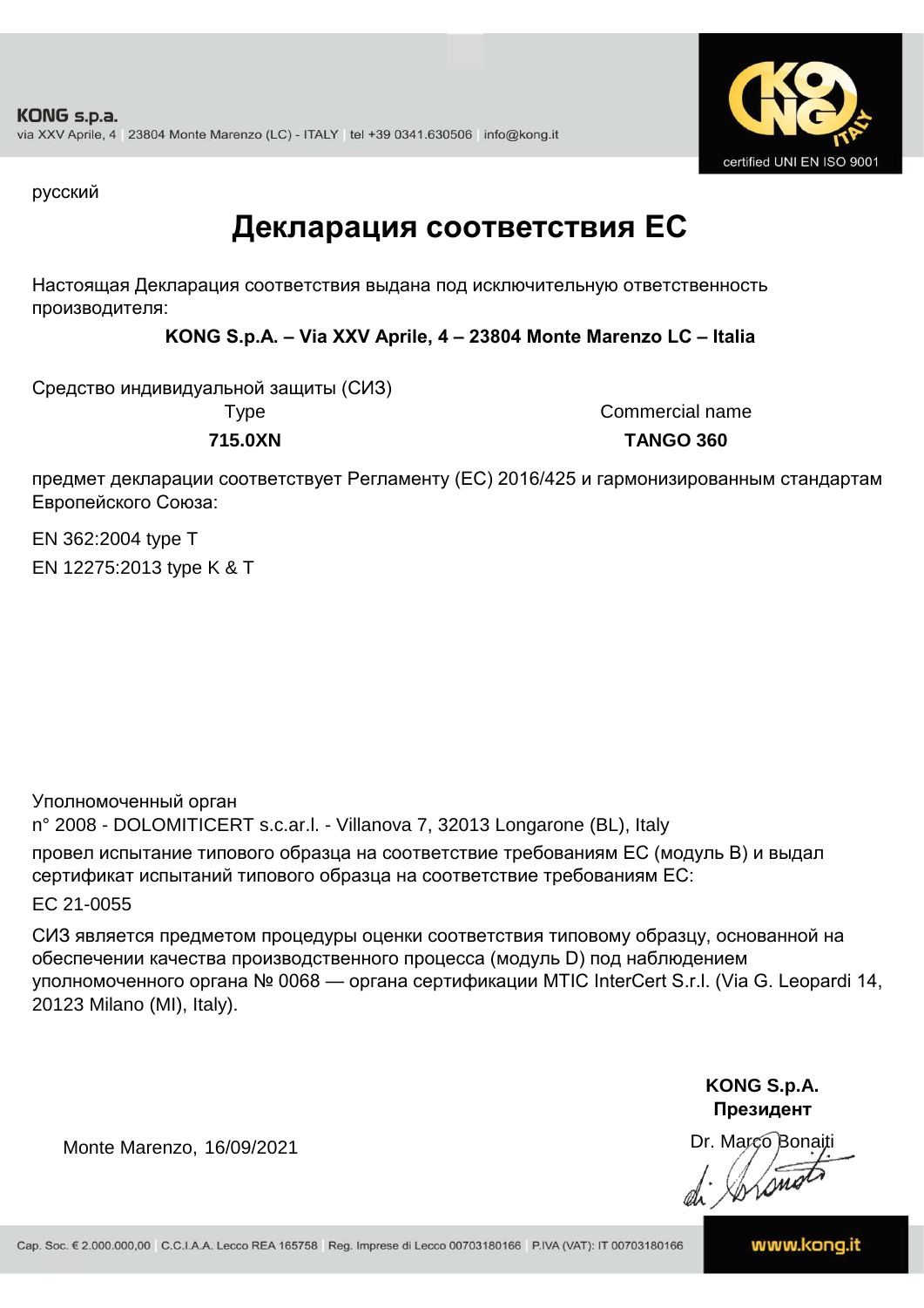KONG s.p.a.
via XXV Aprile, 4 | 23804 Monte Marenzo (LC) - ITALY | tel +39 0341.630506 | info@kong.it

certified UNI EN ISO 9001

русский

# Декларация соответствия ЕС

Настоящая Декларация соответствия выдана под исключительную ответственность производителя:

**KONG S.p.A. – Via XXV Aprile, 4 – 23804 Monte Marenzo LC – Italia**

Средство индивидуальной защиты (СИЗ)

| Type | Commercial name |
|---|---|
| **715.0XN** | **TANGO 360** |

предмет декларации соответствует Регламенту (ЕС) 2016/425 и гармонизированным стандартам Европейского Союза:

EN 362:2004 type T

EN 12275:2013 type K & T

Уполномоченный орган
n° 2008 - DOLOMITICERT s.c.ar.l. - Villanova 7, 32013 Longarone (BL), Italy
провел испытание типового образца на соответствие требованиям ЕС (модуль B) и выдал сертификат испытаний типового образца на соответствие требованиям ЕС:

EC 21-0055

СИЗ является предметом процедуры оценки соответствия типовому образцу, основанной на обеспечении качества производственного процесса (модуль D) под наблюдением уполномоченного органа № 0068 — органа сертификации MTIC InterCert S.r.l. (Via G. Leopardi 14, 20123 Milano (MI), Italy).

Monte Marenzo, 16/09/2021

**KONG S.p.A.**
**Президент**
Dr. Marco Bonaiti

Cap. Soc. € 2.000.000,00 | C.C.I.A.A. Lecco REA 165758 | Reg. Imprese di Lecco 00703180166 | P.IVA (VAT): IT 00703180166

www.kong.it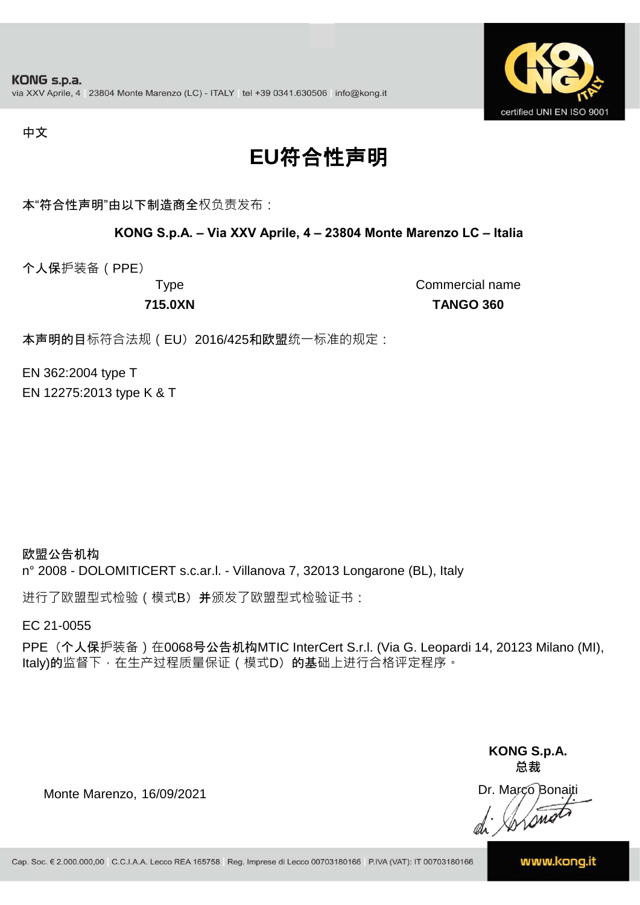中文

# EU符合性声明

本“符合性声明”由以下制造商全权负责发布：

**KONG S.p.A. – Via XXV Aprile, 4 – 23804 Monte Marenzo LC – Italia**

个人保护装备（PPE）

| Type | Commercial name |
|---|---|
| **715.0XN** | **TANGO 360** |

本声明的目标符合法规（EU）2016/425和欧盟统一标准的规定：

EN 362:2004 type T
EN 12275:2013 type K & T

**欧盟公告机构**
n° 2008 - DOLOMITICERT s.c.ar.l. - Villanova 7, 32013 Longarone (BL), Italy

进行了欧盟型式检验（模式B）并颁发了欧盟型式检验证书：

EC 21-0055

PPE（个人保护装备）在0068号公告机构MTIC InterCert S.r.l. (Via G. Leopardi 14, 20123 Milano (MI), Italy)的监督下，在生产过程质量保证（模式D）的基础上进行合格评定程序。

**KONG S.p.A.**
**总裁**

Monte Marenzo, 16/09/2021

Dr. Marco Bonaiti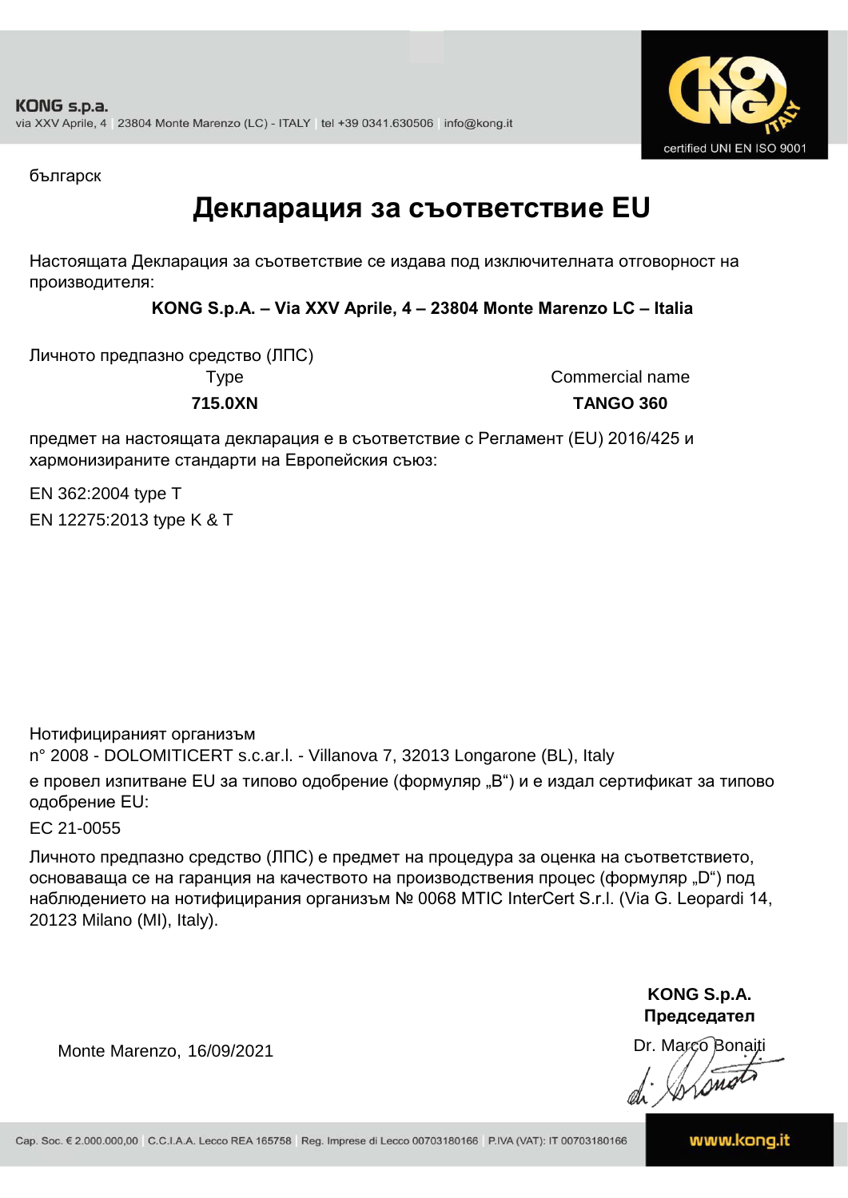български

# Декларация за съответствие EU

Настоящата Декларация за съответствие се издава под изключителната отговорност на производителя:

**KONG S.p.A. – Via XXV Aprile, 4 – 23804 Monte Marenzo LC – Italia**

Личното предпазно средство (ЛПС)

| Type | Commercial name |
|---|---|
| **715.0XN** | **TANGO 360** |

предмет на настоящата декларация е в съответствие с Регламент (EU) 2016/425 и хармонизираните стандарти на Европейския съюз:

EN 362:2004 type T

EN 12275:2013 type K & T

Нотифицираният организъм
n° 2008 - DOLOMITICERT s.c.ar.l. - Villanova 7, 32013 Longarone (BL), Italy

е провел изпитване EU за типово одобрение (формуляр „B“) и е издал сертификат за типово одобрение EU:

EC 21-0055

Личното предпазно средство (ЛПС) е предмет на процедура за оценка на съответствието, основаваща се на гаранция на качеството на производствения процес (формуляр „D“) под наблюдението на нотифицирания организъм № 0068 MTIC InterCert S.r.l. (Via G. Leopardi 14, 20123 Milano (MI), Italy).

Monte Marenzo, 16/09/2021

**KONG S.p.A.**
**Председател**
Dr. Marco Bonaiti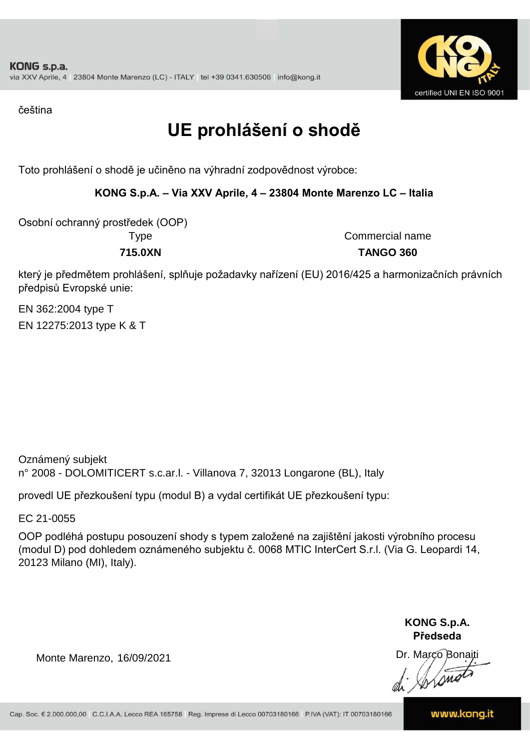KONG s.p.a.
via XXV Aprile, 4 | 23804 Monte Marenzo (LC) - ITALY | tel +39 0341.630506 | info@kong.it

certified UNI EN ISO 9001

čeština

# UE prohlášení o shodě

Toto prohlášení o shodě je učiněno na výhradní zodpovědnost výrobce:

**KONG S.p.A. – Via XXV Aprile, 4 – 23804 Monte Marenzo LC – Italia**

Osobní ochranný prostředek (OOP)

| Type | Commercial name |
|---|---|
| **715.0XN** | **TANGO 360** |

který je předmětem prohlášení, splňuje požadavky nařízení (EU) 2016/425 a harmonizačních právních předpisů Evropské unie:

EN 362:2004 type T

EN 12275:2013 type K & T

Oznámený subjekt
n° 2008 - DOLOMITICERT s.c.ar.l. - Villanova 7, 32013 Longarone (BL), Italy

provedl UE přezkoušení typu (modul B) a vydal certifikát UE přezkoušení typu:

EC 21-0055

OOP podléhá postupu posouzení shody s typem založené na zajištění jakosti výrobního procesu (modul D) pod dohledem oznámeného subjektu č. 0068 MTIC InterCert S.r.l. (Via G. Leopardi 14, 20123 Milano (MI), Italy).

Monte Marenzo, 16/09/2021

**KONG S.p.A.**
**Předseda**
Dr. Marco Bonaiti

Cap. Soc. € 2.000.000,00 | C.C.I.A.A. Lecco REA 165758 | Reg. Imprese di Lecco 00703180166 | P.IVA (VAT): IT 00703180166

www.kong.it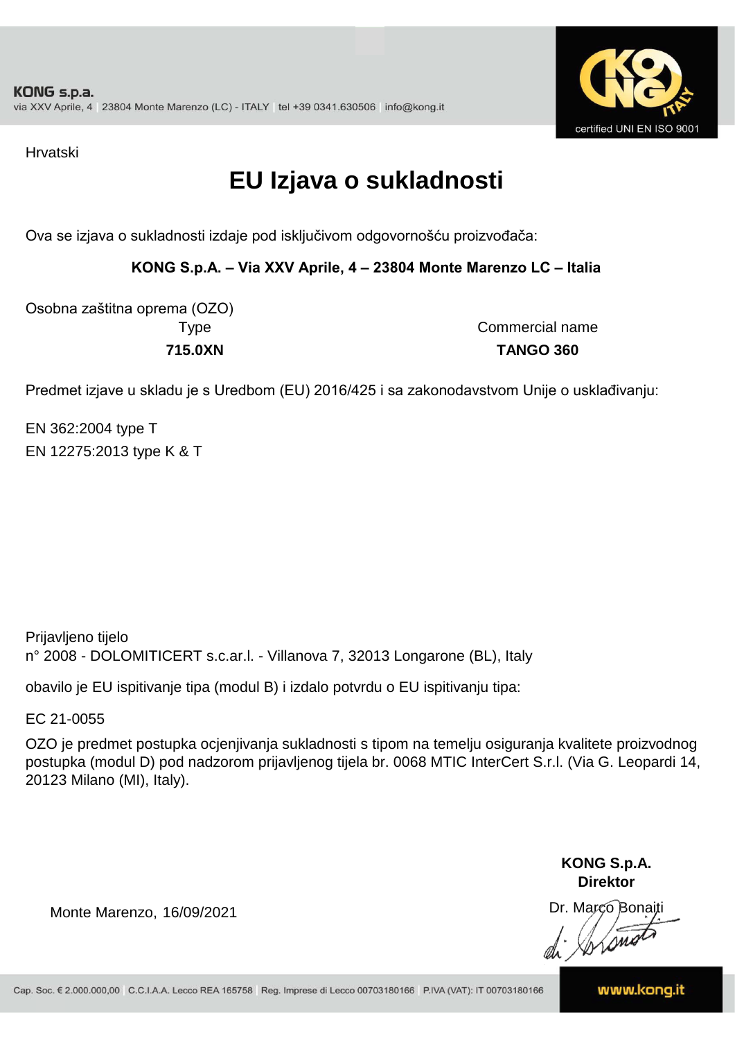KONG s.p.a.
via XXV Aprile, 4 | 23804 Monte Marenzo (LC) - ITALY | tel +39 0341.630506 | info@kong.it

certified UNI EN ISO 9001

Hrvatski

# EU Izjava o sukladnosti

Ova se izjava o sukladnosti izdaje pod isključivom odgovornošću proizvođača:

**KONG S.p.A. – Via XXV Aprile, 4 – 23804 Monte Marenzo LC – Italia**

Osobna zaštitna oprema (OZO)

| Type | Commercial name |
| --- | --- |
| **715.0XN** | **TANGO 360** |

Predmet izjave u skladu je s Uredbom (EU) 2016/425 i sa zakonodavstvom Unije o usklađivanju:

EN 362:2004 type T
EN 12275:2013 type K & T

Prijavljeno tijelo
n° 2008 - DOLOMITICERT s.c.ar.l. - Villanova 7, 32013 Longarone (BL), Italy

obavilo je EU ispitivanje tipa (modul B) i izdalo potvrdu o EU ispitivanju tipa:

EC 21-0055

OZO je predmet postupka ocjenjivanja sukladnosti s tipom na temelju osiguranja kvalitete proizvodnog postupka (modul D) pod nadzorom prijavljenog tijela br. 0068 MTIC InterCert S.r.l. (Via G. Leopardi 14, 20123 Milano (MI), Italy).

Monte Marenzo, 16/09/2021

**KONG S.p.A.**
**Direktor**
Dr. Marco Bonaiti

Cap. Soc. € 2.000.000,00 | C.C.I.A.A. Lecco REA 165758 | Reg. Imprese di Lecco 00703180166 | P.IVA (VAT): IT 00703180166

www.kong.it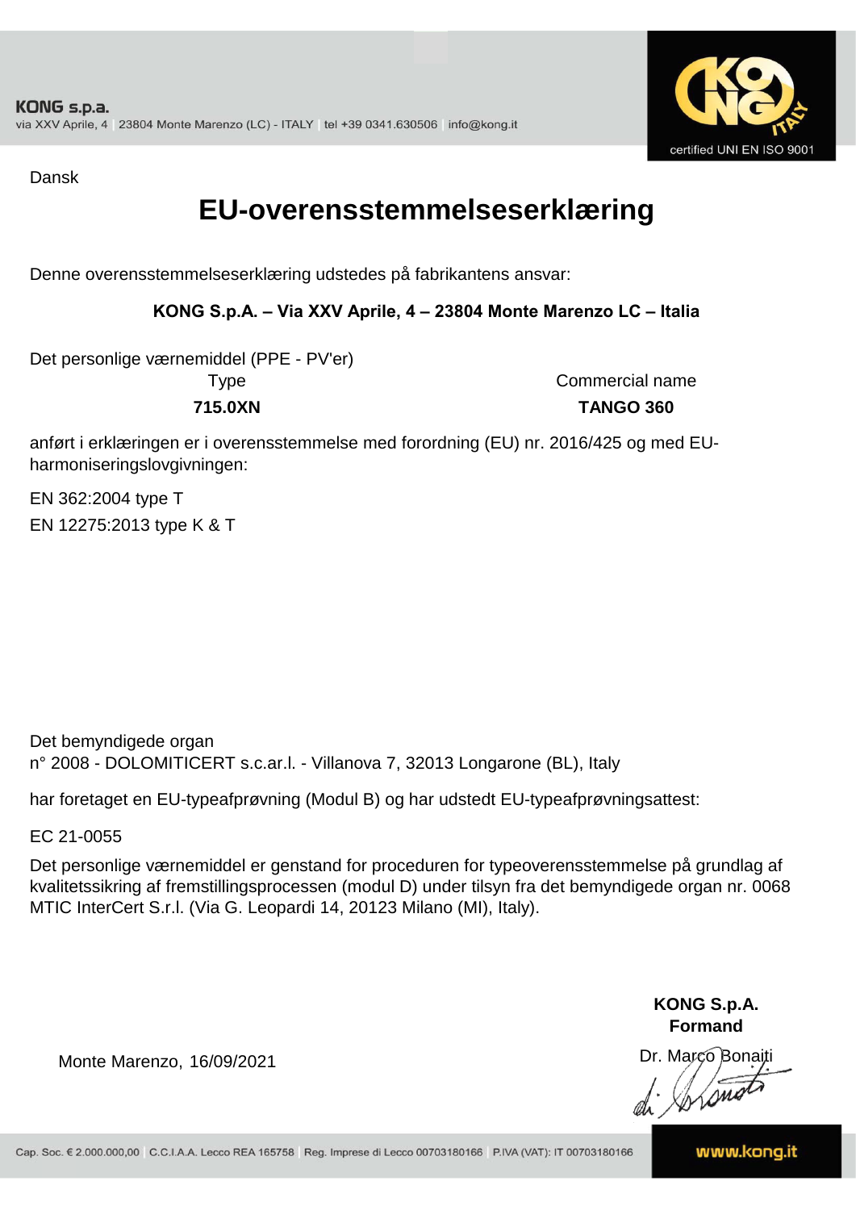KONG s.p.a.
via XXV Aprile, 4 | 23804 Monte Marenzo (LC) - ITALY | tel +39 0341.630506 | info@kong.it

certified UNI EN ISO 9001

Dansk

# EU-overensstemmelseserklæring

Denne overensstemmelseserklæring udstedes på fabrikantens ansvar:

**KONG S.p.A. – Via XXV Aprile, 4 – 23804 Monte Marenzo LC – Italia**

Det personlige værnemiddel (PPE - PV'er)

| Type | Commercial name |
|---|---|
| **715.0XN** | **TANGO 360** |

anført i erklæringen er i overensstemmelse med forordning (EU) nr. 2016/425 og med EU-harmoniseringslovgivningen:

EN 362:2004 type T

EN 12275:2013 type K & T

Det bemyndigede organ
n° 2008 - DOLOMITICERT s.c.ar.l. - Villanova 7, 32013 Longarone (BL), Italy

har foretaget en EU-typeafprøvning (Modul B) og har udstedt EU-typeafprøvningsattest:

EC 21-0055

Det personlige værnemiddel er genstand for proceduren for typeoverensstemmelse på grundlag af kvalitetssikring af fremstillingsprocessen (modul D) under tilsyn fra det bemyndigede organ nr. 0068 MTIC InterCert S.r.l. (Via G. Leopardi 14, 20123 Milano (MI), Italy).

Monte Marenzo, 16/09/2021

**KONG S.p.A.**
**Formand**
Dr. Marco Bonaiti

Cap. Soc. € 2.000.000,00 | C.C.I.A.A. Lecco REA 165758 | Reg. Imprese di Lecco 00703180166 | P.IVA (VAT): IT 00703180166

www.kong.it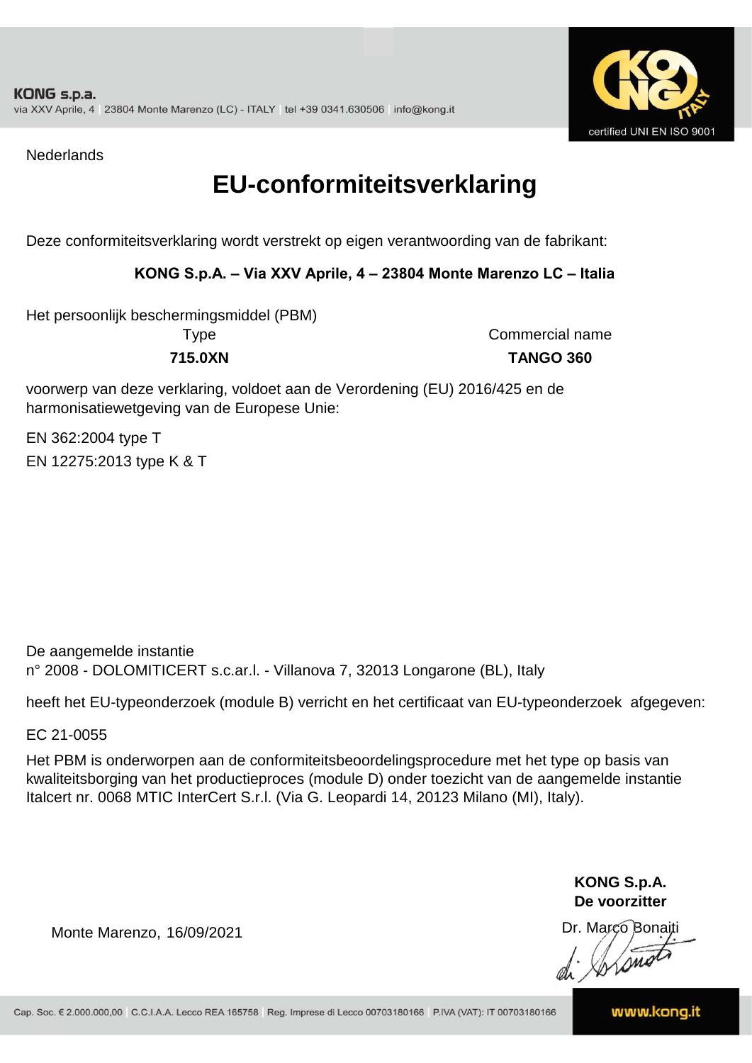KONG s.p.a.
via XXV Aprile, 4 | 23804 Monte Marenzo (LC) - ITALY | tel +39 0341.630506 | info@kong.it

certified UNI EN ISO 9001

Nederlands

# EU-conformiteitsverklaring

Deze conformiteitsverklaring wordt verstrekt op eigen verantwoording van de fabrikant:

**KONG S.p.A. – Via XXV Aprile, 4 – 23804 Monte Marenzo LC – Italia**

Het persoonlijk beschermingsmiddel (PBM)

| Type | Commercial name |
|---|---|
| **715.0XN** | **TANGO 360** |

voorwerp van deze verklaring, voldoet aan de Verordening (EU) 2016/425 en de harmonisatiewetgeving van de Europese Unie:

EN 362:2004 type T

EN 12275:2013 type K & T

De aangemelde instantie
n° 2008 - DOLOMITICERT s.c.ar.l. - Villanova 7, 32013 Longarone (BL), Italy

heeft het EU-typeonderzoek (module B) verricht en het certificaat van EU-typeonderzoek afgegeven:

EC 21-0055

Het PBM is onderworpen aan de conformiteitsbeoordelingsprocedure met het type op basis van kwaliteitsborging van het productieproces (module D) onder toezicht van de aangemelde instantie Italcert nr. 0068 MTIC InterCert S.r.l. (Via G. Leopardi 14, 20123 Milano (MI), Italy).

Monte Marenzo, 16/09/2021

**KONG S.p.A.**
**De voorzitter**
Dr. Marco Bonaiti

Cap. Soc. € 2.000.000,00 | C.C.I.A.A. Lecco REA 165758 | Reg. Imprese di Lecco 00703180166 | P.IVA (VAT): IT 00703180166

www.kong.it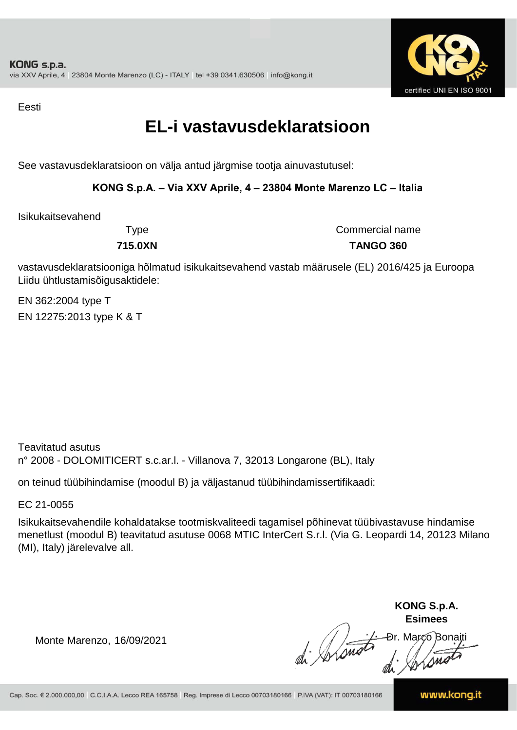Eesti

# EL-i vastavusdeklaratsioon

See vastavusdeklaratsioon on välja antud järgmise tootja ainuvastutusel:

**KONG S.p.A. – Via XXV Aprile, 4 – 23804 Monte Marenzo LC – Italia**

Isikukaitsevahend

| Type | Commercial name |
|---|---|
| **715.0XN** | **TANGO 360** |

vastavusdeklaratsiooniga hõlmatud isikukaitsevahend vastab määrusele (EL) 2016/425 ja Euroopa Liidu ühtlustamisõigusaktidele:

EN 362:2004 type T

EN 12275:2013 type K & T

Teavitatud asutus
n° 2008 - DOLOMITICERT s.c.ar.l. - Villanova 7, 32013 Longarone (BL), Italy

on teinud tüübihindamise (moodul B) ja väljastanud tüübihindamissertifikaadi:

EC 21-0055

Isikukaitsevahendile kohaldatakse tootmiskvaliteedi tagamisel põhinevat tüübivastavuse hindamise menetlust (moodul B) teavitatud asutuse 0068 MTIC InterCert S.r.l. (Via G. Leopardi 14, 20123 Milano (MI), Italy) järelevalve all.

Monte Marenzo, 16/09/2021

**KONG S.p.A.**
**Esimees**
Dr. Marco Bonaiti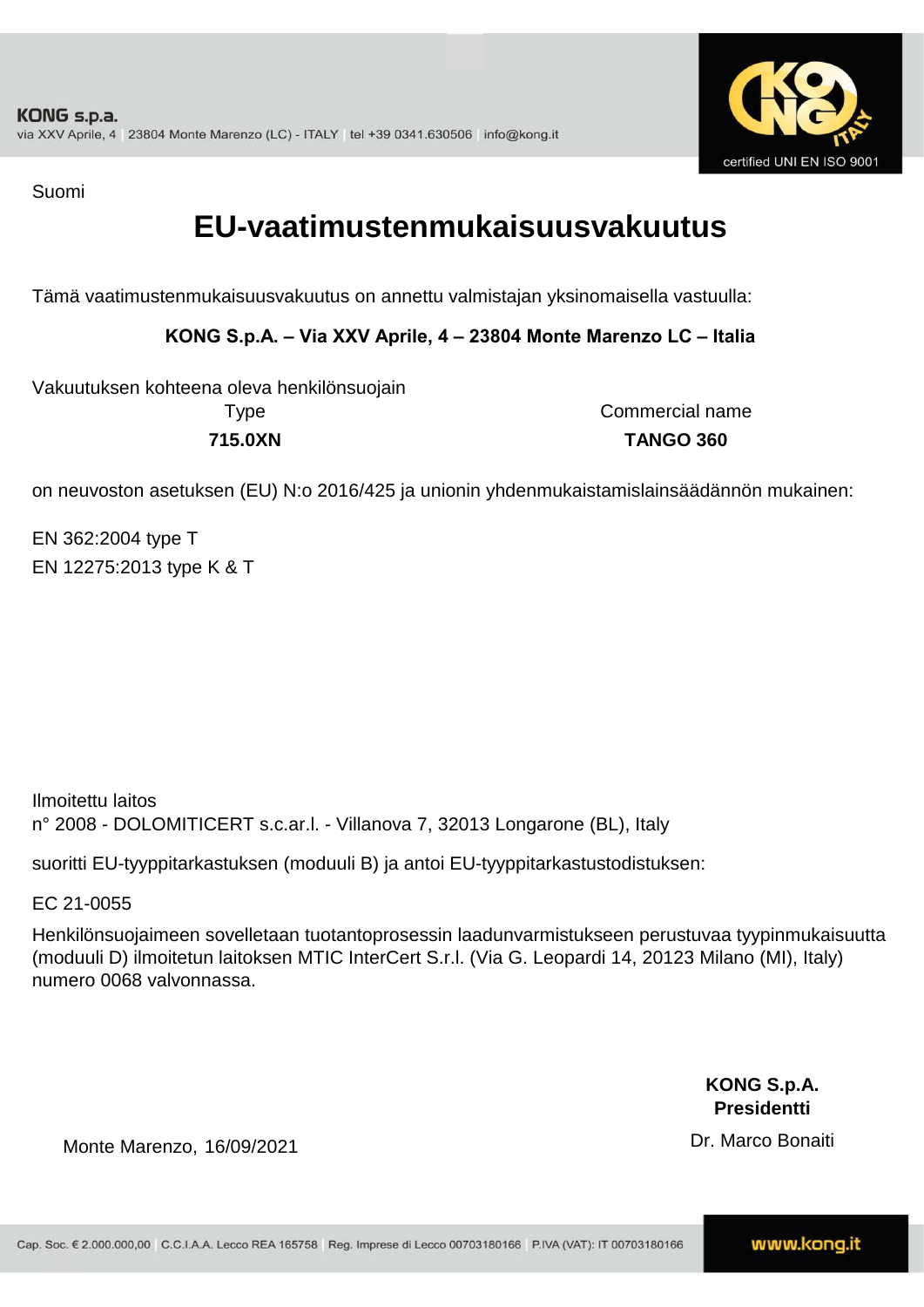Suomi

# EU-vaatimustenmukaisuusvakuutus

Tämä vaatimustenmukaisuusvakuutus on annettu valmistajan yksinomaisella vastuulla:

**KONG S.p.A. – Via XXV Aprile, 4 – 23804 Monte Marenzo LC – Italia**

Vakuutuksen kohteena oleva henkilönsuojain

| Type | Commercial name |
| --- | --- |
| **715.0XN** | **TANGO 360** |

on neuvoston asetuksen (EU) N:o 2016/425 ja unionin yhdenmukaistamislainsäädännön mukainen:

EN 362:2004 type T
EN 12275:2013 type K & T

Ilmoitettu laitos
n° 2008 - DOLOMITICERT s.c.ar.l. - Villanova 7, 32013 Longarone (BL), Italy

suoritti EU-tyyppitarkastuksen (moduuli B) ja antoi EU-tyyppitarkastustodistuksen:

EC 21-0055

Henkilönsuojaimeen sovelletaan tuotantoprosessin laadunvarmistukseen perustuvaa tyypinmukaisuutta (moduuli D) ilmoitetun laitoksen MTIC InterCert S.r.l. (Via G. Leopardi 14, 20123 Milano (MI), Italy) numero 0068 valvonnassa.

**KONG S.p.A.**
**Presidentti**
Dr. Marco Bonaiti

Monte Marenzo, 16/09/2021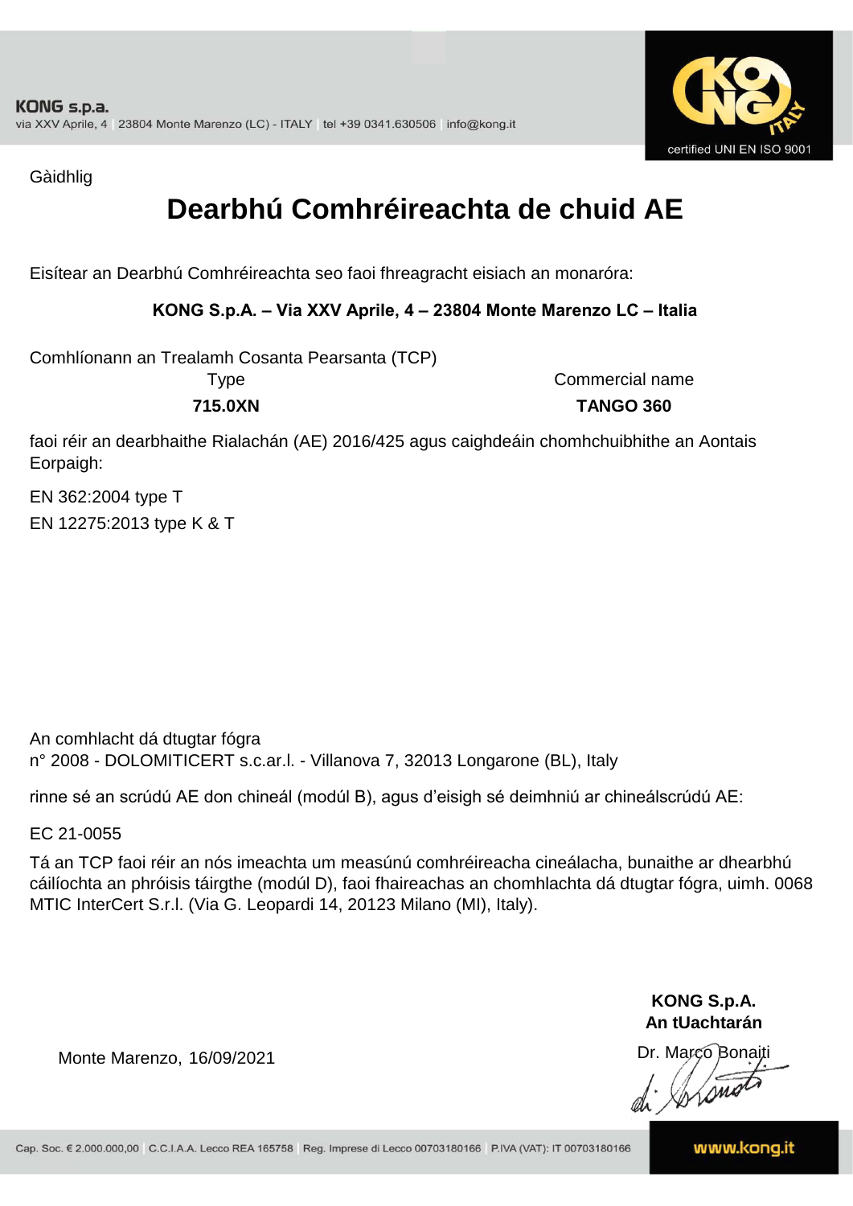Gàidhlig

# Dearbhú Comhréireachta de chuid AE

Eisítear an Dearbhú Comhréireachta seo faoi fhreagracht eisiach an monaróra:

**KONG S.p.A. – Via XXV Aprile, 4 – 23804 Monte Marenzo LC – Italia**

Comhlíonann an Trealamh Cosanta Pearsanta (TCP)

| Type | Commercial name |
|---|---|
| **715.0XN** | **TANGO 360** |

faoi réir an dearbhaithe Rialachán (AE) 2016/425 agus caighdeáin chomhchuibhithe an Aontais Eorpaigh:

EN 362:2004 type T

EN 12275:2013 type K & T

An comhlacht dá dtugtar fógra
n° 2008 - DOLOMITICERT s.c.ar.l. - Villanova 7, 32013 Longarone (BL), Italy

rinne sé an scrúdú AE don chineál (modúl B), agus d'eisigh sé deimhniú ar chineálscrúdú AE:

EC 21-0055

Tá an TCP faoi réir an nós imeachta um measúnú comhréireacha cineálacha, bunaithe ar dhearbhú cáilíochta an phróisis táirgthe (modúl D), faoi fhaireachas an chomhlachta dá dtugtar fógra, uimh. 0068 MTIC InterCert S.r.l. (Via G. Leopardi 14, 20123 Milano (MI), Italy).

Monte Marenzo, 16/09/2021

**KONG S.p.A.**
**An tUachtarán**
Dr. Marco Bonaiti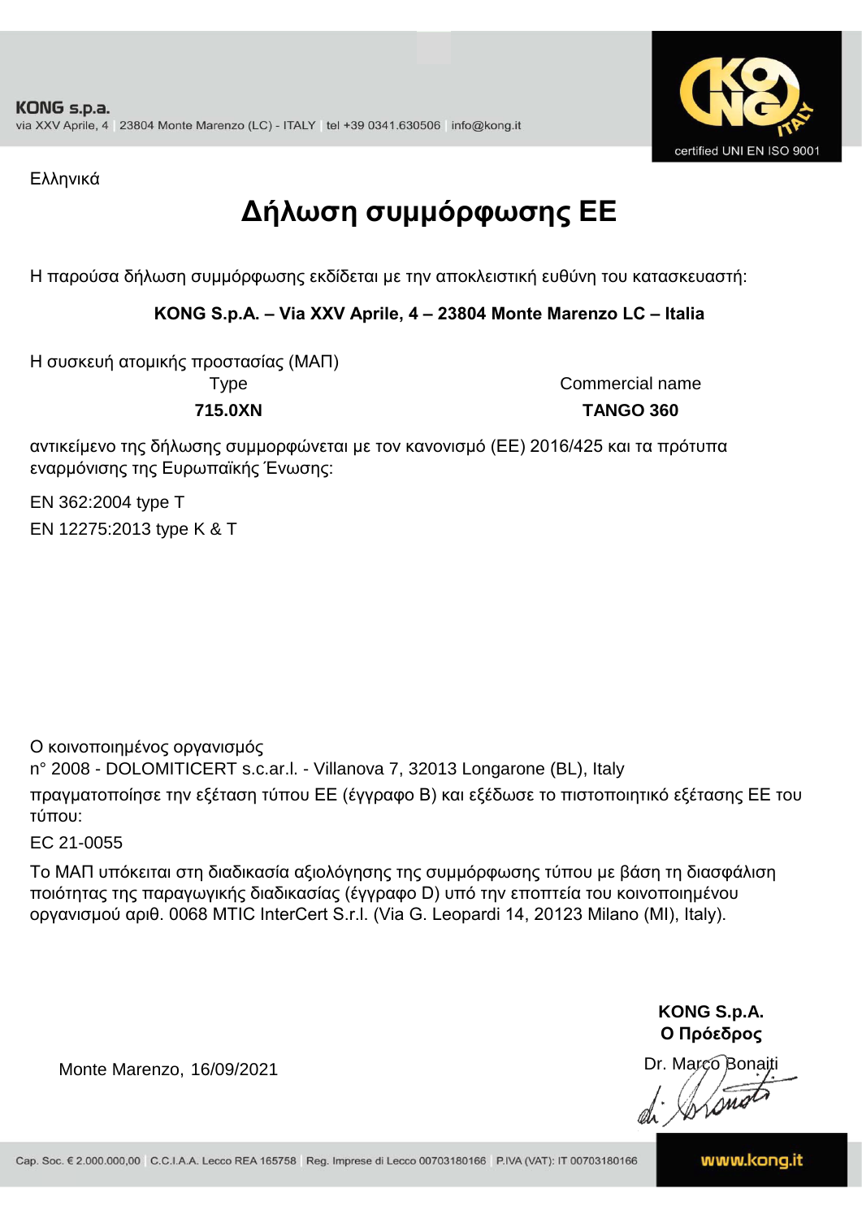Ελληνικά

# Δήλωση συμμόρφωσης ΕΕ

Η παρούσα δήλωση συμμόρφωσης εκδίδεται με την αποκλειστική ευθύνη του κατασκευαστή:

**KONG S.p.A. – Via XXV Aprile, 4 – 23804 Monte Marenzo LC – Italia**

Η συσκευή ατομικής προστασίας (ΜΑΠ)

| Type | Commercial name |
|---|---|
| **715.0XN** | **TANGO 360** |

αντικείμενο της δήλωσης συμμορφώνεται με τον κανονισμό (ΕΕ) 2016/425 και τα πρότυπα εναρμόνισης της Ευρωπαϊκής Ένωσης:

EN 362:2004 type T

EN 12275:2013 type K & T

Ο κοινοποιημένος οργανισμός
n° 2008 - DOLOMITICERT s.c.ar.l. - Villanova 7, 32013 Longarone (BL), Italy
πραγματοποίησε την εξέταση τύπου ΕΕ (έγγραφο B) και εξέδωσε το πιστοποιητικό εξέτασης ΕΕ του τύπου:

EC 21-0055

Το ΜΑΠ υπόκειται στη διαδικασία αξιολόγησης της συμμόρφωσης τύπου με βάση τη διασφάλιση ποιότητας της παραγωγικής διαδικασίας (έγγραφο D) υπό την εποπτεία του κοινοποιημένου οργανισμού αριθ. 0068 MTIC InterCert S.r.l. (Via G. Leopardi 14, 20123 Milano (MI), Italy).

Monte Marenzo, 16/09/2021

**KONG S.p.A.**
**Ο Πρόεδρος**
Dr. Marco Bonaiti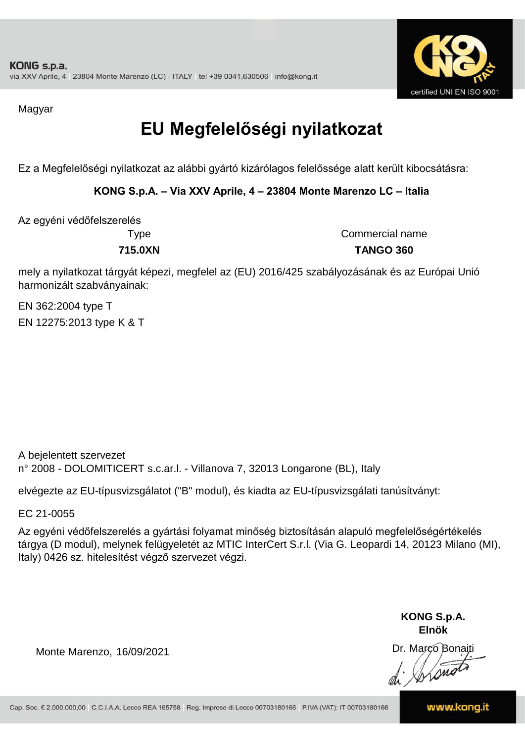Magyar

# EU Megfelelőségi nyilatkozat

Ez a Megfelelőségi nyilatkozat az alábbi gyártó kizárólagos felelőssége alatt került kibocsátásra:

**KONG S.p.A. – Via XXV Aprile, 4 – 23804 Monte Marenzo LC – Italia**

Az egyéni védőfelszerelés

| Type | Commercial name |
|---|---|
| **715.0XN** | **TANGO 360** |

mely a nyilatkozat tárgyát képezi, megfelel az (EU) 2016/425 szabályozásának és az Európai Unió harmonizált szabványainak:

EN 362:2004 type T

EN 12275:2013 type K & T

A bejelentett szervezet
n° 2008 - DOLOMITICERT s.c.ar.l. - Villanova 7, 32013 Longarone (BL), Italy

elvégezte az EU-típusvizsgálatot ("B" modul), és kiadta az EU-típusvizsgálati tanúsítványt:

EC 21-0055

Az egyéni védőfelszerelés a gyártási folyamat minőség biztosításán alapuló megfelelőségértékelés tárgya (D modul), melynek felügyeletét az MTIC InterCert S.r.l. (Via G. Leopardi 14, 20123 Milano (MI), Italy) 0426 sz. hitelesítést végző szervezet végzi.

Monte Marenzo, 16/09/2021

**KONG S.p.A.**
**Elnök**

Dr. Marco Bonaiti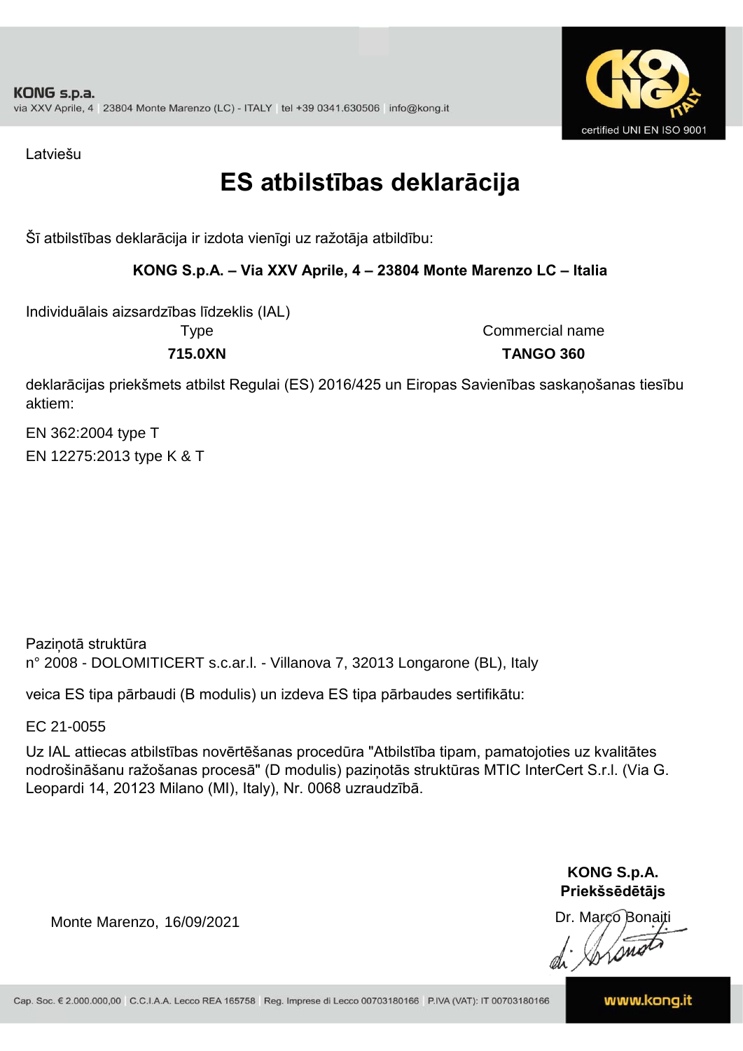Latviešu

# ES atbilstības deklarācija

Šī atbilstības deklarācija ir izdota vienīgi uz ražotāja atbildību:

**KONG S.p.A. – Via XXV Aprile, 4 – 23804 Monte Marenzo LC – Italia**

Individuālais aizsardzības līdzeklis (IAL)

| Type | Commercial name |
|---|---|
| **715.0XN** | **TANGO 360** |

deklarācijas priekšmets atbilst Regulai (ES) 2016/425 un Eiropas Savienības saskaņošanas tiesību aktiem:

EN 362:2004 type T
EN 12275:2013 type K & T

Paziņotā struktūra
n° 2008 - DOLOMITICERT s.c.ar.l. - Villanova 7, 32013 Longarone (BL), Italy

veica ES tipa pārbaudi (B modulis) un izdeva ES tipa pārbaudes sertifikātu:

EC 21-0055

Uz IAL attiecas atbilstības novērtēšanas procedūra "Atbilstība tipam, pamatojoties uz kvalitātes nodrošināšanu ražošanas procesā" (D modulis) paziņotās struktūras MTIC InterCert S.r.l. (Via G. Leopardi 14, 20123 Milano (MI), Italy), Nr. 0068 uzraudzībā.

Monte Marenzo, 16/09/2021

**KONG S.p.A.**
**Priekšsēdētājs**
Dr. Marco Bonaiti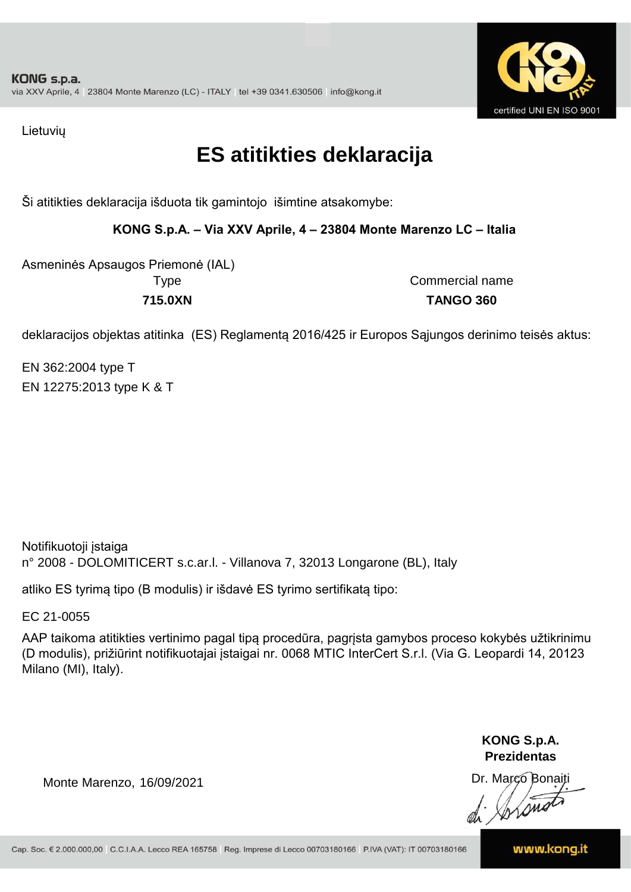KONG s.p.a.
via XXV Aprile, 4 | 23804 Monte Marenzo (LC) - ITALY | tel +39 0341.630506 | info@kong.it

certified UNI EN ISO 9001

Lietuvių

# ES atitikties deklaracija

Ši atitikties deklaracija išduota tik gamintojo išimtine atsakomybe:

**KONG S.p.A. – Via XXV Aprile, 4 – 23804 Monte Marenzo LC – Italia**

Asmeninės Apsaugos Priemonė (IAL)

| Type | Commercial name |
|---|---|
| **715.0XN** | **TANGO 360** |

deklaracijos objektas atitinka (ES) Reglamentą 2016/425 ir Europos Sąjungos derinimo teisės aktus:

EN 362:2004 type T
EN 12275:2013 type K & T

Notifikuotoji įstaiga
n° 2008 - DOLOMITICERT s.c.ar.l. - Villanova 7, 32013 Longarone (BL), Italy

atliko ES tyrimą tipo (B modulis) ir išdavė ES tyrimo sertifikatą tipo:

EC 21-0055

AAP taikoma atitikties vertinimo pagal tipą procedūra, pagrįsta gamybos proceso kokybės užtikrinimu (D modulis), prižiūrint notifikuotajai įstaigai nr. 0068 MTIC InterCert S.r.l. (Via G. Leopardi 14, 20123 Milano (MI), Italy).

Monte Marenzo, 16/09/2021

**KONG S.p.A.**
**Prezidentas**
Dr. Marco Bonaiti

Cap. Soc. € 2.000.000,00 | C.C.I.A.A. Lecco REA 165758 | Reg. Imprese di Lecco 00703180166 | P.IVA (VAT): IT 00703180166

www.kong.it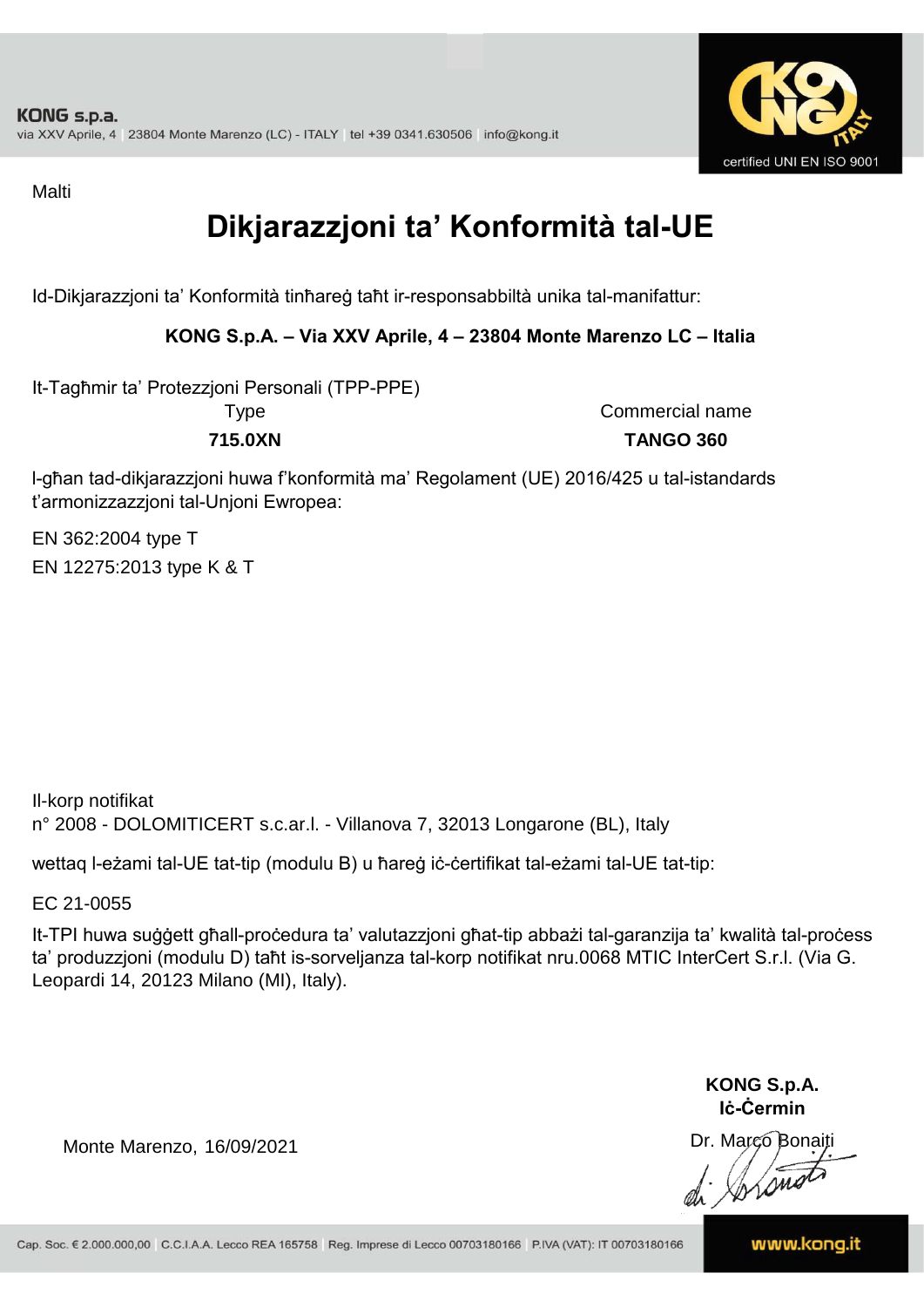Malti

# Dikjarazzjoni ta' Konformità tal-UE

Id-Dikjarazzjoni ta' Konformità tinħareġ taħt ir-responsabbiltà unika tal-manifattur:

**KONG S.p.A. – Via XXV Aprile, 4 – 23804 Monte Marenzo LC – Italia**

It-Tagħmir ta' Protezzjoni Personali (TPP-PPE)

| Type | Commercial name |
| --- | --- |
| **715.0XN** | **TANGO 360** |

l-għan tad-dikjarazzjoni huwa f'konformità ma' Regolament (UE) 2016/425 u tal-istandards t'armonizzazzjoni tal-Unjoni Ewropea:

EN 362:2004 type T

EN 12275:2013 type K & T

Il-korp notifikat
n° 2008 - DOLOMITICERT s.c.ar.l. - Villanova 7, 32013 Longarone (BL), Italy

wettaq l-eżami tal-UE tat-tip (modulu B) u ħareġ iċ-ċertifikat tal-eżami tal-UE tat-tip:

EC 21-0055

It-TPI huwa suġġett għall-proċedura ta' valutazzjoni għat-tip abbażi tal-garanzija ta' kwalità tal-proċess ta' produzzjoni (modulu D) taħt is-sorveljanza tal-korp notifikat nru.0068 MTIC InterCert S.r.l. (Via G. Leopardi 14, 20123 Milano (MI), Italy).

Monte Marenzo, 16/09/2021

**KONG S.p.A.**
**Iċ-Ċermin**
Dr. Marco Bonaiti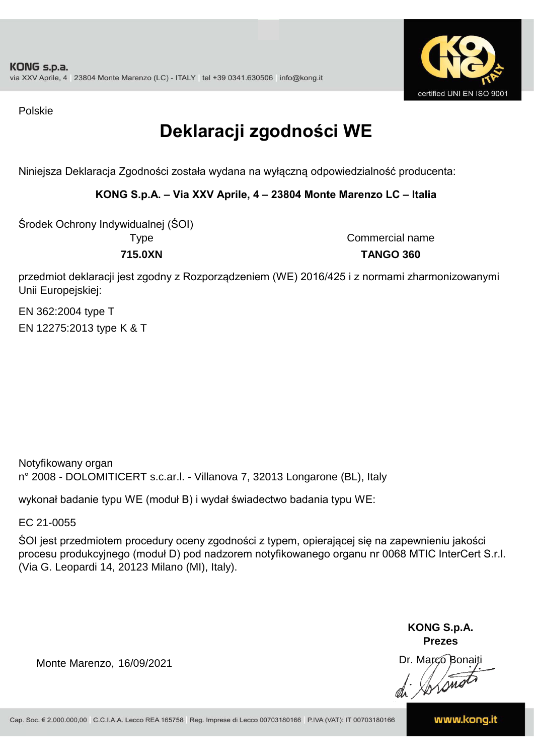KONG s.p.a.
via XXV Aprile, 4 | 23804 Monte Marenzo (LC) - ITALY | tel +39 0341.630506 | info@kong.it

certified UNI EN ISO 9001

Polskie

# Deklaracji zgodności WE

Niniejsza Deklaracja Zgodności została wydana na wyłączną odpowiedzialność producenta:

**KONG S.p.A. – Via XXV Aprile, 4 – 23804 Monte Marenzo LC – Italia**

Środek Ochrony Indywidualnej (ŚOI)

| Type | Commercial name |
| --- | --- |
| **715.0XN** | **TANGO 360** |

przedmiot deklaracji jest zgodny z Rozporządzeniem (WE) 2016/425 i z normami zharmonizowanymi Unii Europejskiej:

EN 362:2004 type T

EN 12275:2013 type K & T

Notyfikowany organ
n° 2008 - DOLOMITICERT s.c.ar.l. - Villanova 7, 32013 Longarone (BL), Italy

wykonał badanie typu WE (moduł B) i wydał świadectwo badania typu WE:

EC 21-0055

ŚOI jest przedmiotem procedury oceny zgodności z typem, opierającej się na zapewnieniu jakości procesu produkcyjnego (moduł D) pod nadzorem notyfikowanego organu nr 0068 MTIC InterCert S.r.l. (Via G. Leopardi 14, 20123 Milano (MI), Italy).

Monte Marenzo, 16/09/2021

**KONG S.p.A.**
**Prezes**
Dr. Marco Bonaiti

Cap. Soc. € 2.000.000,00 | C.C.I.A.A. Lecco REA 165758 | Reg. Imprese di Lecco 00703180166 | P.IVA (VAT): IT 00703180166

www.kong.it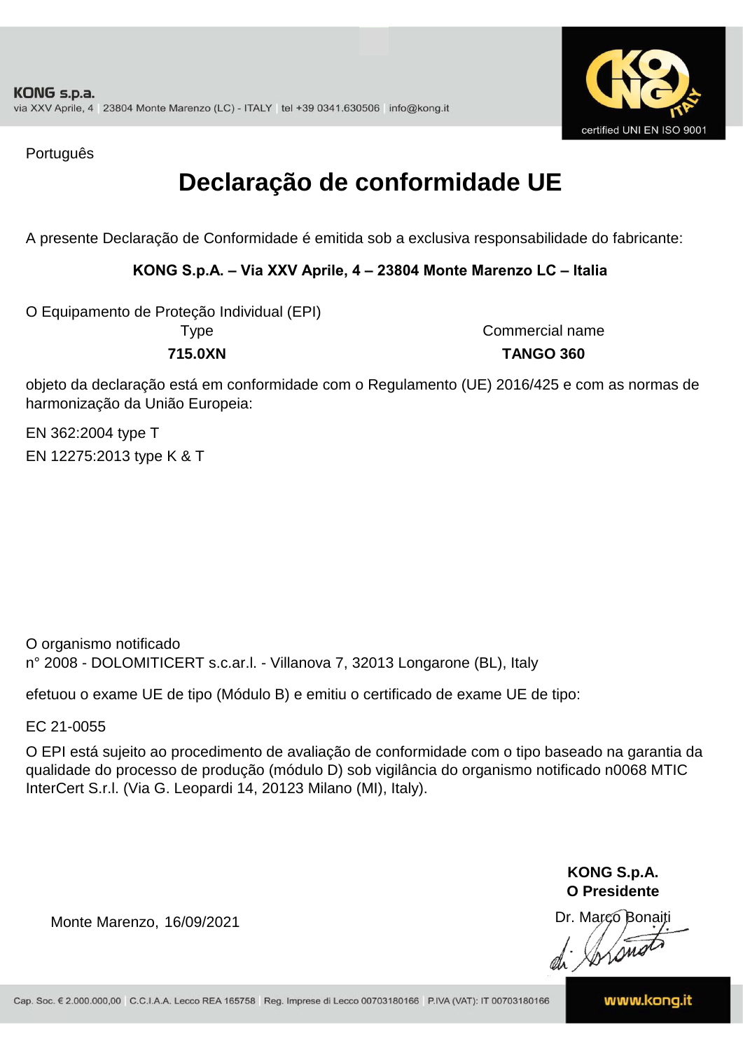KONG s.p.a.
via XXV Aprile, 4 | 23804 Monte Marenzo (LC) - ITALY | tel +39 0341.630506 | info@kong.it

certified UNI EN ISO 9001

Português

# Declaração de conformidade UE

A presente Declaração de Conformidade é emitida sob a exclusiva responsabilidade do fabricante:

**KONG S.p.A. – Via XXV Aprile, 4 – 23804 Monte Marenzo LC – Italia**

O Equipamento de Proteção Individual (EPI)

| Type | Commercial name |
|---|---|
| **715.0XN** | **TANGO 360** |

objeto da declaração está em conformidade com o Regulamento (UE) 2016/425 e com as normas de harmonização da União Europeia:

EN 362:2004 type T

EN 12275:2013 type K & T

O organismo notificado
n° 2008 - DOLOMITICERT s.c.ar.l. - Villanova 7, 32013 Longarone (BL), Italy

efetuou o exame UE de tipo (Módulo B) e emitiu o certificado de exame UE de tipo:

EC 21-0055

O EPI está sujeito ao procedimento de avaliação de conformidade com o tipo baseado na garantia da qualidade do processo de produção (módulo D) sob vigilância do organismo notificado n0068 MTIC InterCert S.r.l. (Via G. Leopardi 14, 20123 Milano (MI), Italy).

**KONG S.p.A.**
**O Presidente**
Dr. Marco Bonaiti

Monte Marenzo, 16/09/2021

Cap. Soc. € 2.000.000,00 | C.C.I.A.A. Lecco REA 165758 | Reg. Imprese di Lecco 00703180166 | P.IVA (VAT): IT 00703180166

www.kong.it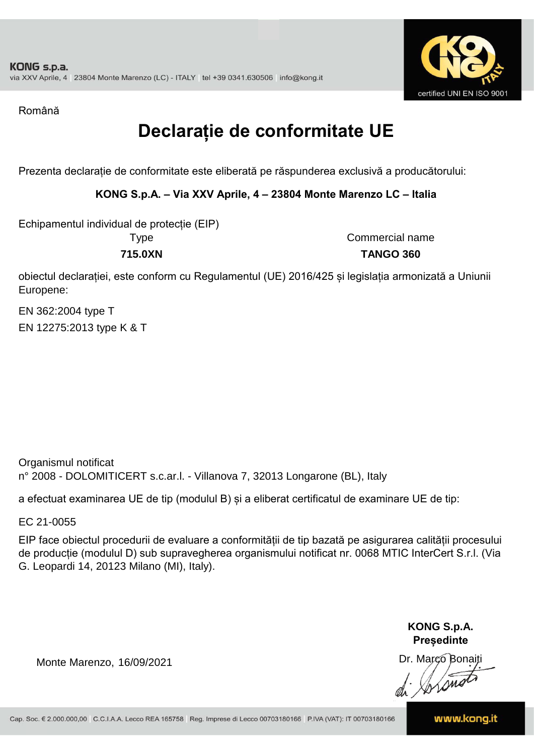Română

# Declarație de conformitate UE

Prezenta declarație de conformitate este eliberată pe răspunderea exclusivă a producătorului:

**KONG S.p.A. – Via XXV Aprile, 4 – 23804 Monte Marenzo LC – Italia**

Echipamentul individual de protecție (EIP)

| Type | Commercial name |
|---|---|
| **715.0XN** | **TANGO 360** |

obiectul declarației, este conform cu Regulamentul (UE) 2016/425 și legislația armonizată a Uniunii Europene:

EN 362:2004 type T

EN 12275:2013 type K & T

Organismul notificat
n° 2008 - DOLOMITICERT s.c.ar.l. - Villanova 7, 32013 Longarone (BL), Italy

a efectuat examinarea UE de tip (modulul B) și a eliberat certificatul de examinare UE de tip:

EC 21-0055

EIP face obiectul procedurii de evaluare a conformității de tip bazată pe asigurarea calității procesului de producție (modulul D) sub supravegherea organismului notificat nr. 0068 MTIC InterCert S.r.l. (Via G. Leopardi 14, 20123 Milano (MI), Italy).

Monte Marenzo, 16/09/2021

**KONG S.p.A.**
**Președinte**
Dr. Marco Bonaiti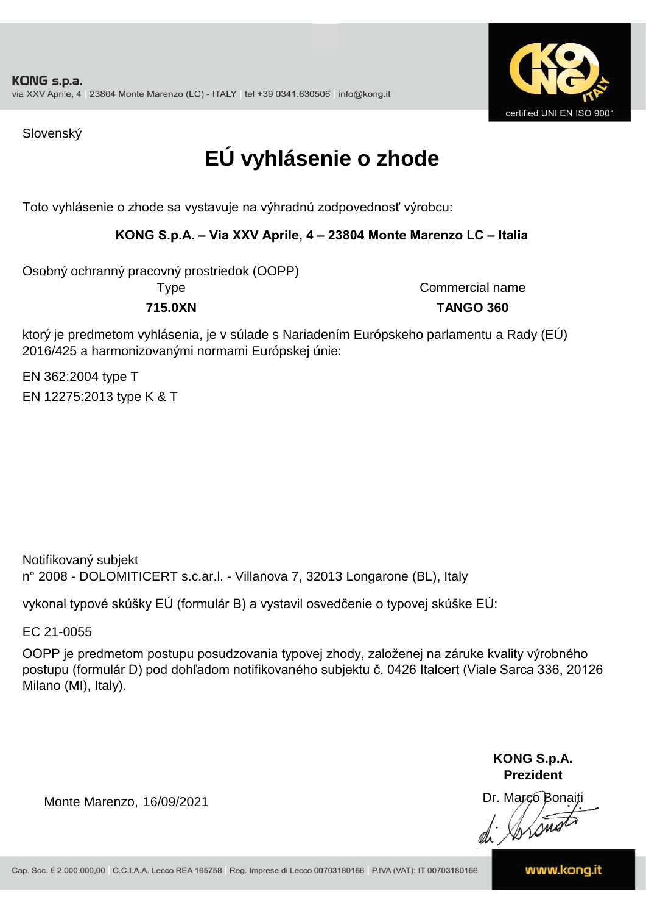Slovenský

# EÚ vyhlásenie o zhode

Toto vyhlásenie o zhode sa vystavuje na výhradnú zodpovednosť výrobcu:

**KONG S.p.A. – Via XXV Aprile, 4 – 23804 Monte Marenzo LC – Italia**

Osobný ochranný pracovný prostriedok (OOPP)

| Type | Commercial name |
|---|---|
| **715.0XN** | **TANGO 360** |

ktorý je predmetom vyhlásenia, je v súlade s Nariadením Európskeho parlamentu a Rady (EÚ) 2016/425 a harmonizovanými normami Európskej únie:

EN 362:2004 type T

EN 12275:2013 type K & T

Notifikovaný subjekt
n° 2008 - DOLOMITICERT s.c.ar.l. - Villanova 7, 32013 Longarone (BL), Italy

vykonal typové skúšky EÚ (formulár B) a vystavil osvedčenie o typovej skúške EÚ:

EC 21-0055

OOPP je predmetom postupu posudzovania typovej zhody, založenej na záruke kvality výrobného postupu (formulár D) pod dohľadom notifikovaného subjektu č. 0426 Italcert (Viale Sarca 336, 20126 Milano (MI), Italy).

Monte Marenzo, 16/09/2021

**KONG S.p.A.**
**Prezident**
Dr. Marco Bonaiti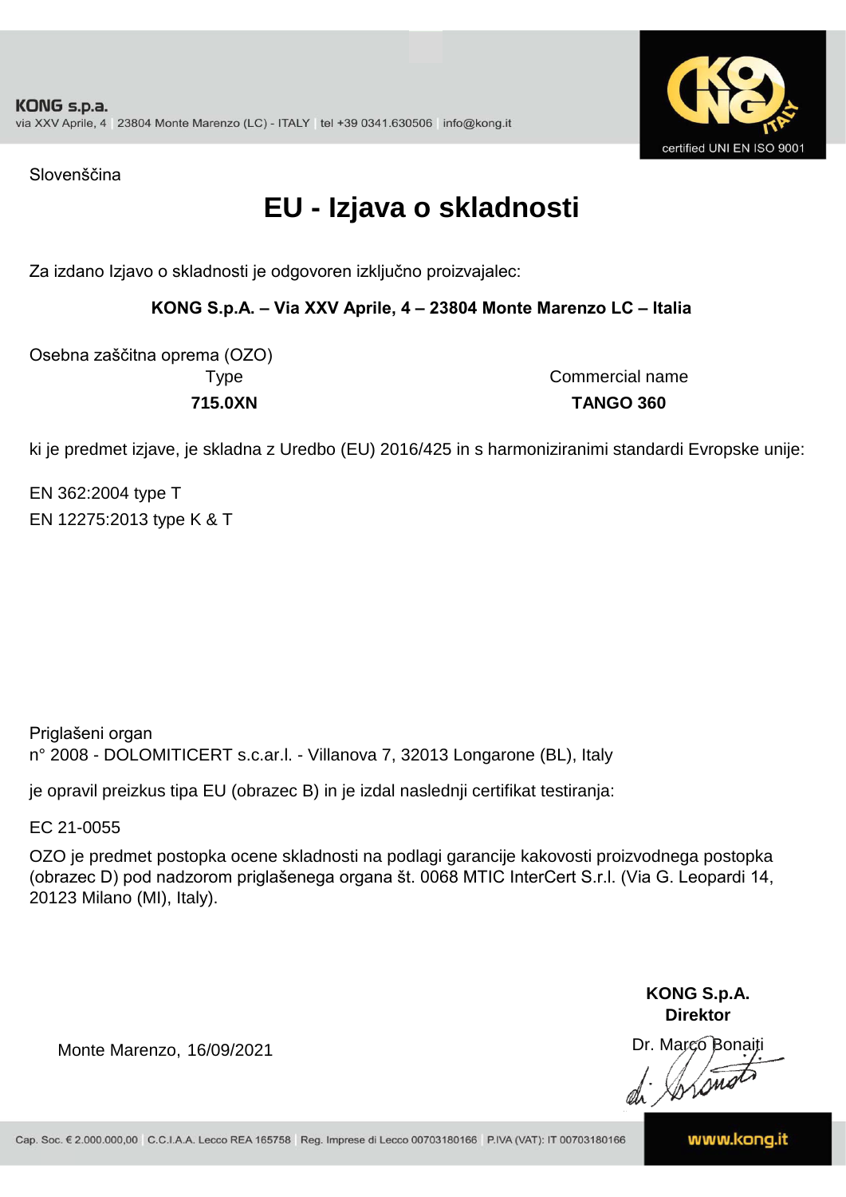KONG s.p.a.
via XXV Aprile, 4 | 23804 Monte Marenzo (LC) - ITALY | tel +39 0341.630506 | info@kong.it

certified UNI EN ISO 9001

Slovenščina

# EU - Izjava o skladnosti

Za izdano Izjavo o skladnosti je odgovoren izključno proizvajalec:

**KONG S.p.A. – Via XXV Aprile, 4 – 23804 Monte Marenzo LC – Italia**

Osebna zaščitna oprema (OZO)

| Type | Commercial name |
|---|---|
| **715.0XN** | **TANGO 360** |

ki je predmet izjave, je skladna z Uredbo (EU) 2016/425 in s harmoniziranimi standardi Evropske unije:

EN 362:2004 type T
EN 12275:2013 type K & T

Priglašeni organ
n° 2008 - DOLOMITICERT s.c.ar.l. - Villanova 7, 32013 Longarone (BL), Italy

je opravil preizkus tipa EU (obrazec B) in je izdal naslednji certifikat testiranja:

EC 21-0055

OZO je predmet postopka ocene skladnosti na podlagi garancije kakovosti proizvodnega postopka (obrazec D) pod nadzorom priglašenega organa št. 0068 MTIC InterCert S.r.l. (Via G. Leopardi 14, 20123 Milano (MI), Italy).

Monte Marenzo, 16/09/2021

**KONG S.p.A.**
**Direktor**
Dr. Marco Bonaiti

Cap. Soc. € 2.000.000,00 | C.C.I.A.A. Lecco REA 165758 | Reg. Imprese di Lecco 00703180166 | P.IVA (VAT): IT 00703180166

www.kong.it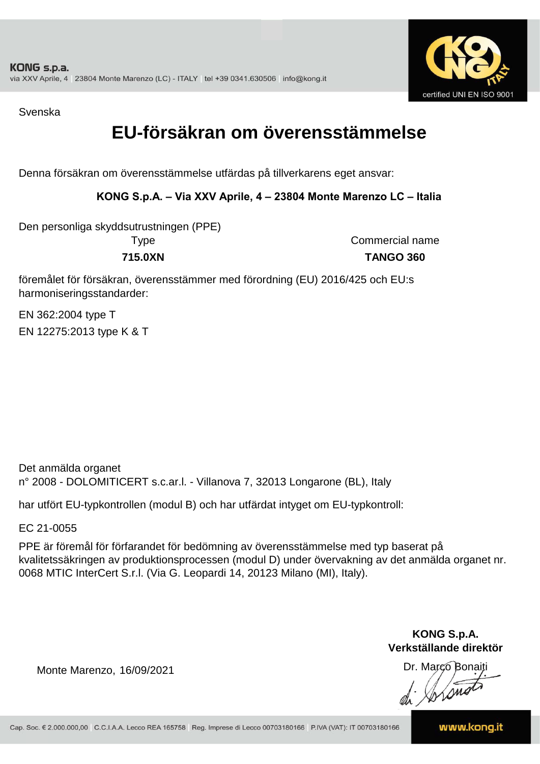KONG s.p.a.
via XXV Aprile, 4 | 23804 Monte Marenzo (LC) - ITALY | tel +39 0341.630506 | info@kong.it

certified UNI EN ISO 9001

Svenska

# EU-försäkran om överensstämmelse

Denna försäkran om överensstämmelse utfärdas på tillverkarens eget ansvar:

**KONG S.p.A. – Via XXV Aprile, 4 – 23804 Monte Marenzo LC – Italia**

Den personliga skyddsutrustningen (PPE)

| Type | Commercial name |
|---|---|
| **715.0XN** | **TANGO 360** |

föremålet för försäkran, överensstämmer med förordning (EU) 2016/425 och EU:s harmoniseringsstandarder:

EN 362:2004 type T

EN 12275:2013 type K & T

Det anmälda organet
n° 2008 - DOLOMITICERT s.c.ar.l. - Villanova 7, 32013 Longarone (BL), Italy

har utfört EU-typkontrollen (modul B) och har utfärdat intyget om EU-typkontroll:

EC 21-0055

PPE är föremål för förfarandet för bedömning av överensstämmelse med typ baserat på kvalitetssäkringen av produktionsprocessen (modul D) under övervakning av det anmälda organet nr. 0068 MTIC InterCert S.r.l. (Via G. Leopardi 14, 20123 Milano (MI), Italy).

**KONG S.p.A.**
**Verkställande direktör**

Monte Marenzo, 16/09/2021

Dr. Marco Bonaiti

Cap. Soc. € 2.000.000,00 | C.C.I.A.A. Lecco REA 165758 | Reg. Imprese di Lecco 00703180166 | P.IVA (VAT): IT 00703180166

www.kong.it